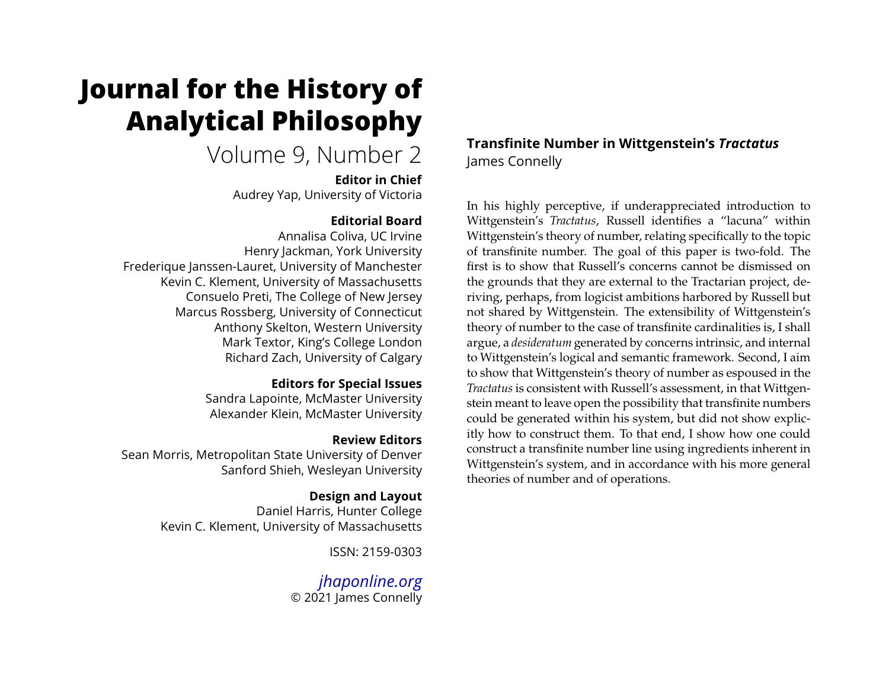# Journal for the History of Analytical Philosophy

Volume 9, Number 2

**Editor in Chief**
Audrey Yap, University of Victoria

**Editorial Board**
Annalisa Coliva, UC Irvine
Henry Jackman, York University
Frederique Janssen-Lauret, University of Manchester
Kevin C. Klement, University of Massachusetts
Consuelo Preti, The College of New Jersey
Marcus Rossberg, University of Connecticut
Anthony Skelton, Western University
Mark Textor, King's College London
Richard Zach, University of Calgary

**Editors for Special Issues**
Sandra Lapointe, McMaster University
Alexander Klein, McMaster University

**Review Editors**
Sean Morris, Metropolitan State University of Denver
Sanford Shieh, Wesleyan University

**Design and Layout**
Daniel Harris, Hunter College
Kevin C. Klement, University of Massachusetts

ISSN: 2159-0303

*jhaponline.org*
© 2021 James Connelly

## Transfinite Number in Wittgenstein's *Tractatus*

James Connelly

In his highly perceptive, if underappreciated introduction to Wittgenstein's *Tractatus*, Russell identifies a "lacuna" within Wittgenstein's theory of number, relating specifically to the topic of transfinite number. The goal of this paper is two-fold. The first is to show that Russell's concerns cannot be dismissed on the grounds that they are external to the Tractarian project, deriving, perhaps, from logicist ambitions harbored by Russell but not shared by Wittgenstein. The extensibility of Wittgenstein's theory of number to the case of transfinite cardinalities is, I shall argue, a *desideratum* generated by concerns intrinsic, and internal to Wittgenstein's logical and semantic framework. Second, I aim to show that Wittgenstein's theory of number as espoused in the *Tractatus* is consistent with Russell's assessment, in that Wittgenstein meant to leave open the possibility that transfinite numbers could be generated within his system, but did not show explicitly how to construct them. To that end, I show how one could construct a transfinite number line using ingredients inherent in Wittgenstein's system, and in accordance with his more general theories of number and of operations.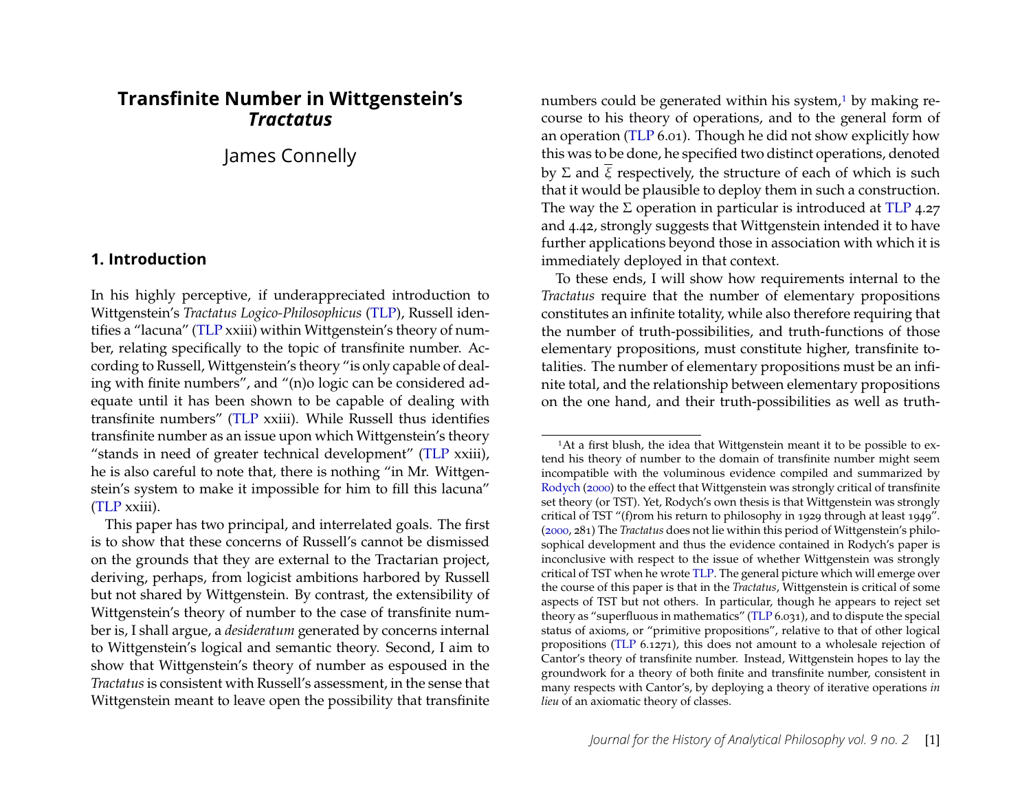# Transfinite Number in Wittgenstein's *Tractatus*

James Connelly

## 1. Introduction

In his highly perceptive, if underappreciated introduction to Wittgenstein's *Tractatus Logico-Philosophicus* (TLP), Russell identifies a "lacuna" (TLP xxiii) within Wittgenstein's theory of number, relating specifically to the topic of transfinite number. According to Russell, Wittgenstein's theory "is only capable of dealing with finite numbers", and "(n)o logic can be considered adequate until it has been shown to be capable of dealing with transfinite numbers" (TLP xxiii). While Russell thus identifies transfinite number as an issue upon which Wittgenstein's theory "stands in need of greater technical development" (TLP xxiii), he is also careful to note that, there is nothing "in Mr. Wittgenstein's system to make it impossible for him to fill this lacuna" (TLP xxiii).

This paper has two principal, and interrelated goals. The first is to show that these concerns of Russell's cannot be dismissed on the grounds that they are external to the Tractarian project, deriving, perhaps, from logicist ambitions harbored by Russell but not shared by Wittgenstein. By contrast, the extensibility of Wittgenstein's theory of number to the case of transfinite number is, I shall argue, a *desideratum* generated by concerns internal to Wittgenstein's logical and semantic theory. Second, I aim to show that Wittgenstein's theory of number as espoused in the *Tractatus* is consistent with Russell's assessment, in the sense that Wittgenstein meant to leave open the possibility that transfinite numbers could be generated within his system,[1] by making recourse to his theory of operations, and to the general form of an operation (TLP 6.01). Though he did not show explicitly how this was to be done, he specified two distinct operations, denoted by $\Sigma$ and $\overline{\xi}$ respectively, the structure of each of which is such that it would be plausible to deploy them in such a construction. The way the $\Sigma$ operation in particular is introduced at TLP 4.27 and 4.42, strongly suggests that Wittgenstein intended it to have further applications beyond those in association with which it is immediately deployed in that context.

To these ends, I will show how requirements internal to the *Tractatus* require that the number of elementary propositions constitutes an infinite totality, while also therefore requiring that the number of truth-possibilities, and truth-functions of those elementary propositions, must constitute higher, transfinite totalities. The number of elementary propositions must be an infinite total, and the relationship between elementary propositions on the one hand, and their truth-possibilities as well as truth-

[1] At a first blush, the idea that Wittgenstein meant it to be possible to extend his theory of number to the domain of transfinite number might seem incompatible with the voluminous evidence compiled and summarized by Rodych (2000) to the effect that Wittgenstein was strongly critical of transfinite set theory (or TST). Yet, Rodych's own thesis is that Wittgenstein was strongly critical of TST "(f)rom his return to philosophy in 1929 through at least 1949". (2000, 281) The *Tractatus* does not lie within this period of Wittgenstein's philosophical development and thus the evidence contained in Rodych's paper is inconclusive with respect to the issue of whether Wittgenstein was strongly critical of TST when he wrote TLP. The general picture which will emerge over the course of this paper is that in the *Tractatus*, Wittgenstein is critical of some aspects of TST but not others. In particular, though he appears to reject set theory as "superfluous in mathematics" (TLP 6.031), and to dispute the special status of axioms, or "primitive propositions", relative to that of other logical propositions (TLP 6.1271), this does not amount to a wholesale rejection of Cantor's theory of transfinite number. Instead, Wittgenstein hopes to lay the groundwork for a theory of both finite and transfinite number, consistent in many respects with Cantor's, by deploying a theory of iterative operations *in lieu* of an axiomatic theory of classes.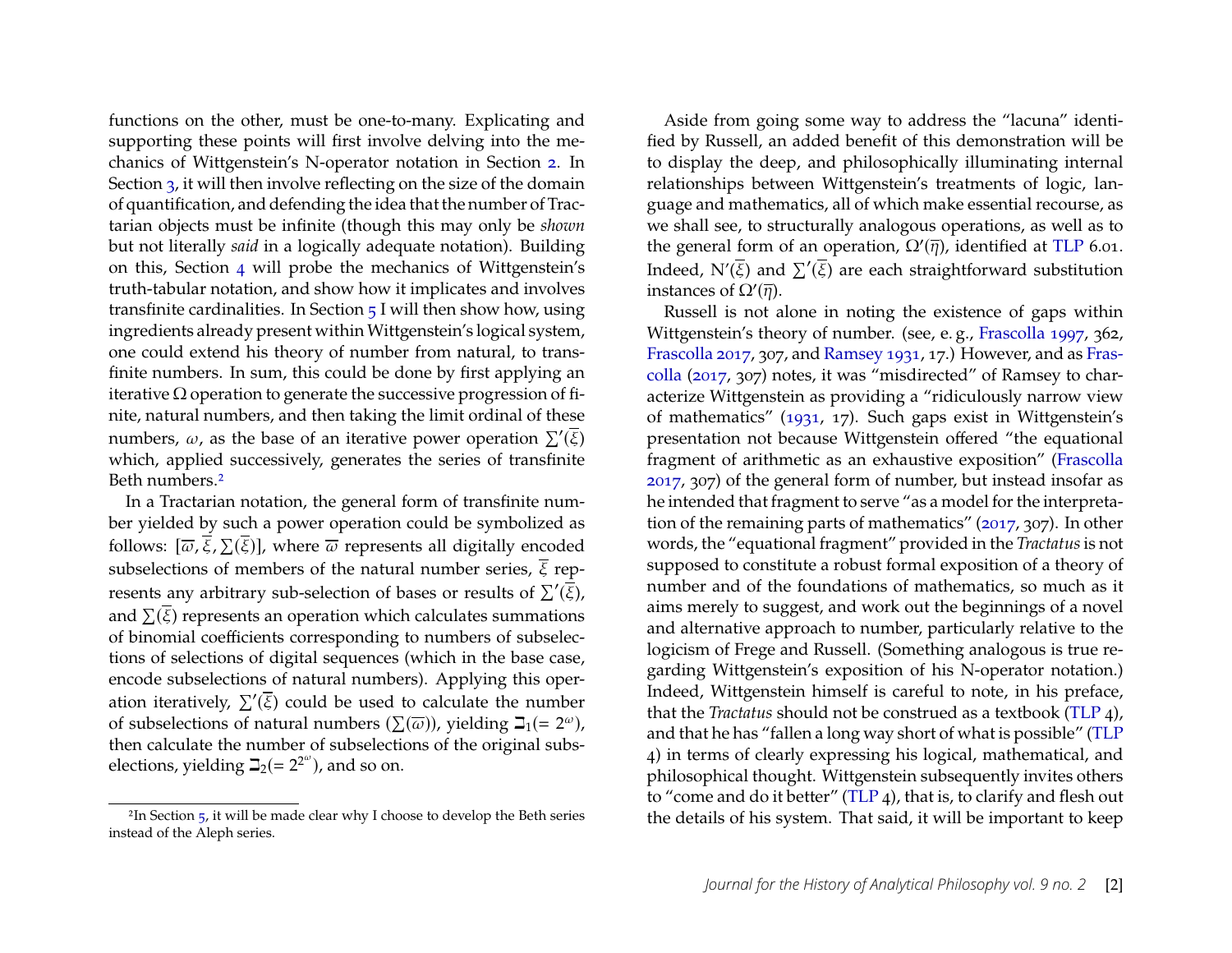functions on the other, must be one-to-many. Explicating and supporting these points will first involve delving into the mechanics of Wittgenstein's N-operator notation in Section 2. In Section 3, it will then involve reflecting on the size of the domain of quantification, and defending the idea that the number of Tractarian objects must be infinite (though this may only be *shown* but not literally *said* in a logically adequate notation). Building on this, Section 4 will probe the mechanics of Wittgenstein's truth-tabular notation, and show how it implicates and involves transfinite cardinalities. In Section 5 I will then show how, using ingredients already present within Wittgenstein's logical system, one could extend his theory of number from natural, to transfinite numbers. In sum, this could be done by first applying an iterative $\Omega$ operation to generate the successive progression of finite, natural numbers, and then taking the limit ordinal of these numbers, $\omega$, as the base of an iterative power operation $\sum'(\overline{\xi})$ which, applied successively, generates the series of transfinite Beth numbers.[2]

In a Tractarian notation, the general form of transfinite number yielded by such a power operation could be symbolized as follows: $[\overline{\omega}, \overline{\xi}, \sum(\overline{\xi})]$, where $\overline{\omega}$ represents all digitally encoded subselections of members of the natural number series, $\overline{\xi}$ represents any arbitrary sub-selection of bases or results of $\sum'(\overline{\xi})$, and $\sum(\overline{\xi})$ represents an operation which calculates summations of binomial coefficients corresponding to numbers of subselections of selections of digital sequences (which in the base case, encode subselections of natural numbers). Applying this operation iteratively, $\sum'(\overline{\xi})$ could be used to calculate the number of subselections of natural numbers ($\sum(\overline{\omega})$), yielding $\beth_1 (= 2^{\omega})$, then calculate the number of subselections of the original subselections, yielding $\beth_2 (= 2^{2^{\omega}})$, and so on.

Aside from going some way to address the "lacuna" identified by Russell, an added benefit of this demonstration will be to display the deep, and philosophically illuminating internal relationships between Wittgenstein's treatments of logic, language and mathematics, all of which make essential recourse, as we shall see, to structurally analogous operations, as well as to the general form of an operation, $\Omega'(\overline{\eta})$, identified at TLP 6.01. Indeed, $\mathrm{N}'(\overline{\xi})$ and $\sum'(\overline{\xi})$ are each straightforward substitution instances of $\Omega'(\overline{\eta})$.

Russell is not alone in noting the existence of gaps within Wittgenstein's theory of number. (see, e. g., Frascolla 1997, 362, Frascolla 2017, 307, and Ramsey 1931, 17.) However, and as Frascolla (2017, 307) notes, it was "misdirected" of Ramsey to characterize Wittgenstein as providing a "ridiculously narrow view of mathematics" (1931, 17). Such gaps exist in Wittgenstein's presentation not because Wittgenstein offered "the equational fragment of arithmetic as an exhaustive exposition" (Frascolla 2017, 307) of the general form of number, but instead insofar as he intended that fragment to serve "as a model for the interpretation of the remaining parts of mathematics" (2017, 307). In other words, the "equational fragment" provided in the *Tractatus* is not supposed to constitute a robust formal exposition of a theory of number and of the foundations of mathematics, so much as it aims merely to suggest, and work out the beginnings of a novel and alternative approach to number, particularly relative to the logicism of Frege and Russell. (Something analogous is true regarding Wittgenstein's exposition of his N-operator notation.) Indeed, Wittgenstein himself is careful to note, in his preface, that the *Tractatus* should not be construed as a textbook (TLP 4), and that he has "fallen a long way short of what is possible" (TLP 4) in terms of clearly expressing his logical, mathematical, and philosophical thought. Wittgenstein subsequently invites others to "come and do it better" (TLP 4), that is, to clarify and flesh out the details of his system. That said, it will be important to keep

[2] In Section 5, it will be made clear why I choose to develop the Beth series instead of the Aleph series.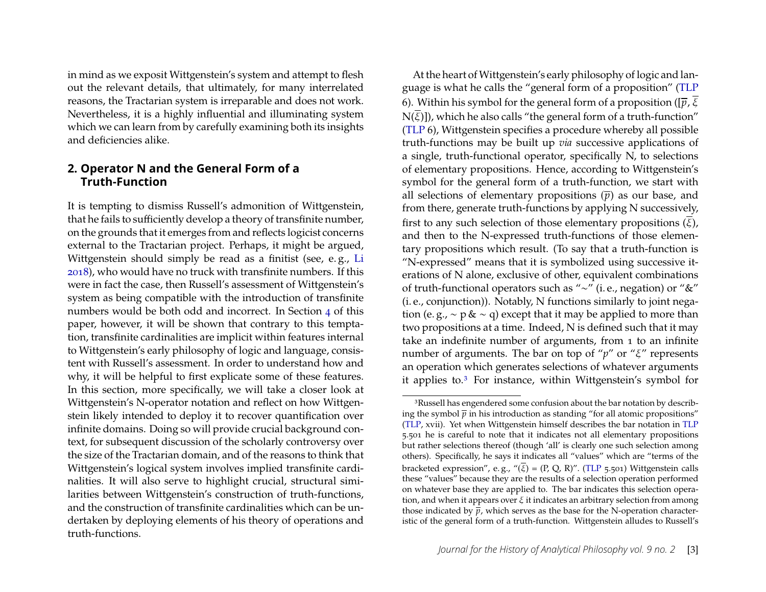in mind as we exposit Wittgenstein's system and attempt to flesh out the relevant details, that ultimately, for many interrelated reasons, the Tractarian system is irreparable and does not work. Nevertheless, it is a highly influential and illuminating system which we can learn from by carefully examining both its insights and deficiencies alike.

## 2. Operator N and the General Form of a Truth-Function

It is tempting to dismiss Russell's admonition of Wittgenstein, that he fails to sufficiently develop a theory of transfinite number, on the grounds that it emerges from and reflects logicist concerns external to the Tractarian project. Perhaps, it might be argued, Wittgenstein should simply be read as a finitist (see, e.g., Li 2018), who would have no truck with transfinite numbers. If this were in fact the case, then Russell's assessment of Wittgenstein's system as being compatible with the introduction of transfinite numbers would be both odd and incorrect. In Section 4 of this paper, however, it will be shown that contrary to this temptation, transfinite cardinalities are implicit within features internal to Wittgenstein's early philosophy of logic and language, consistent with Russell's assessment. In order to understand how and why, it will be helpful to first explicate some of these features. In this section, more specifically, we will take a closer look at Wittgenstein's N-operator notation and reflect on how Wittgenstein likely intended to deploy it to recover quantification over infinite domains. Doing so will provide crucial background context, for subsequent discussion of the scholarly controversy over the size of the Tractarian domain, and of the reasons to think that Wittgenstein's logical system involves implied transfinite cardinalities. It will also serve to highlight crucial, structural similarities between Wittgenstein's construction of truth-functions, and the construction of transfinite cardinalities which can be undertaken by deploying elements of his theory of operations and truth-functions.

At the heart of Wittgenstein's early philosophy of logic and language is what he calls the "general form of a proposition" (TLP 6). Within his symbol for the general form of a proposition ($[\overline{p}, \overline{\xi}, N(\overline{\xi})]$), which he also calls "the general form of a truth-function" (TLP 6), Wittgenstein specifies a procedure whereby all possible truth-functions may be built up *via* successive applications of a single, truth-functional operator, specifically N, to selections of elementary propositions. Hence, according to Wittgenstein's symbol for the general form of a truth-function, we start with all selections of elementary propositions ($\overline{p}$) as our base, and from there, generate truth-functions by applying N successively, first to any such selection of those elementary propositions ($\overline{\xi}$), and then to the N-expressed truth-functions of those elementary propositions which result. (To say that a truth-function is "N-expressed" means that it is symbolized using successive iterations of N alone, exclusive of other, equivalent combinations of truth-functional operators such as "∼" (i.e., negation) or "&" (i.e., conjunction)). Notably, N functions similarly to joint negation (e.g., ∼ p & ∼ q) except that it may be applied to more than two propositions at a time. Indeed, N is defined such that it may take an indefinite number of arguments, from 1 to an infinite number of arguments. The bar on top of "$p$" or "$\xi$" represents an operation which generates selections of whatever arguments it applies to.[3] For instance, within Wittgenstein's symbol for

[3] Russell has engendered some confusion about the bar notation by describing the symbol $\overline{p}$ in his introduction as standing "for all atomic propositions" (TLP, xvii). Yet when Wittgenstein himself describes the bar notation in TLP 5.501 he is careful to note that it indicates not all elementary propositions but rather selections thereof (though 'all' is clearly one such selection among others). Specifically, he says it indicates all "values" which are "terms of the bracketed expression", e.g., "$(\overline{\xi})$ = (P, Q, R)". (TLP 5.501) Wittgenstein calls these "values" because they are the results of a selection operation performed on whatever base they are applied to. The bar indicates this selection operation, and when it appears over $\xi$ it indicates an arbitrary selection from among those indicated by $\overline{p}$, which serves as the base for the N-operation characteristic of the general form of a truth-function. Wittgenstein alludes to Russell's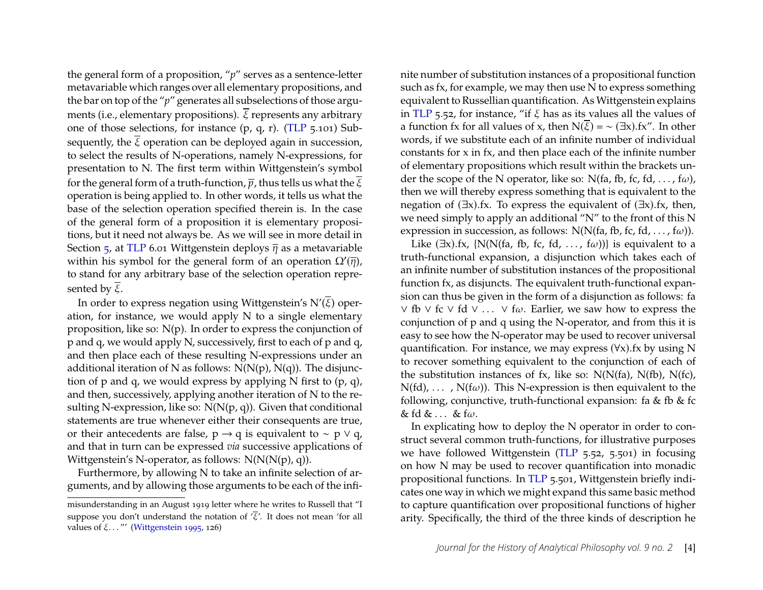the general form of a proposition, "$p$" serves as a sentence-letter metavariable which ranges over all elementary propositions, and the bar on top of the "$p$" generates all subselections of those arguments (i.e., elementary propositions). $\overline{\xi}$ represents any arbitrary one of those selections, for instance (p, q, r). (TLP 5.101) Subsequently, the $\overline{\xi}$ operation can be deployed again in succession, to select the results of N-operations, namely N-expressions, for presentation to N. The first term within Wittgenstein's symbol for the general form of a truth-function, $\overline{p}$, thus tells us what the $\overline{\xi}$ operation is being applied to. In other words, it tells us what the base of the selection operation specified therein is. In the case of the general form of a proposition it is elementary propositions, but it need not always be. As we will see in more detail in Section 5, at TLP 6.01 Wittgenstein deploys $\overline{\eta}$ as a metavariable within his symbol for the general form of an operation $\Omega'(\overline{\eta})$, to stand for any arbitrary base of the selection operation represented by $\overline{\xi}$.

In order to express negation using Wittgenstein's $N'(\overline{\xi})$ operation, for instance, we would apply N to a single elementary proposition, like so: N(p). In order to express the conjunction of p and q, we would apply N, successively, first to each of p and q, and then place each of these resulting N-expressions under an additional iteration of N as follows: N(N(p), N(q)). The disjunction of p and q, we would express by applying N first to (p, q), and then, successively, applying another iteration of N to the resulting N-expression, like so: N(N(p, q)). Given that conditional statements are true whenever either their consequents are true, or their antecedents are false, $p \rightarrow q$ is equivalent to $\sim p \vee q$, and that in turn can be expressed *via* successive applications of Wittgenstein's N-operator, as follows: N(N(N(p), q)).

Furthermore, by allowing N to take an infinite selection of arguments, and by allowing those arguments to be each of the infinite number of substitution instances of a propositional function such as fx, for example, we may then use N to express something equivalent to Russellian quantification. As Wittgenstein explains in TLP 5.52, for instance, "if $\xi$ has as its values all the values of a function fx for all values of x, then $N(\overline{\xi}) = \sim (\exists x).fx$". In other words, if we substitute each of an infinite number of individual constants for x in fx, and then place each of the infinite number of elementary propositions which result within the brackets under the scope of the N operator, like so: N(fa, fb, fc, fd, . . . , f$\omega$), then we will thereby express something that is equivalent to the negation of $(\exists x).fx$. To express the equivalent of $(\exists x).fx$, then, we need simply to apply an additional "N" to the front of this N expression in succession, as follows: N(N(fa, fb, fc, fd, . . . , f$\omega$)).

Like $(\exists x).fx$, {N(N(fa, fb, fc, fd, . . . , f$\omega$))} is equivalent to a truth-functional expansion, a disjunction which takes each of an infinite number of substitution instances of the propositional function fx, as disjuncts. The equivalent truth-functional expansion can thus be given in the form of a disjunction as follows: fa $\vee$ fb $\vee$ fc $\vee$ fd $\vee$ . . . $\vee$ f$\omega$. Earlier, we saw how to express the conjunction of p and q using the N-operator, and from this it is easy to see how the N-operator may be used to recover universal quantification. For instance, we may express $(\forall x).fx$ by using N to recover something equivalent to the conjunction of each of the substitution instances of fx, like so: N(N(fa), N(fb), N(fc), N(fd), . . . , N(f$\omega$)). This N-expression is then equivalent to the following, conjunctive, truth-functional expansion: fa & fb & fc & fd & . . . & f$\omega$.

In explicating how to deploy the N operator in order to construct several common truth-functions, for illustrative purposes we have followed Wittgenstein (TLP 5.52, 5.501) in focusing on how N may be used to recover quantification into monadic propositional functions. In TLP 5.501, Wittgenstein briefly indicates one way in which we might expand this same basic method to capture quantification over propositional functions of higher arity. Specifically, the third of the three kinds of description he

misunderstanding in an August 1919 letter where he writes to Russell that "I suppose you don't understand the notation of '$\overline{\xi}$'. It does not mean 'for all values of $\xi$. . . "' (Wittgenstein 1995, 126)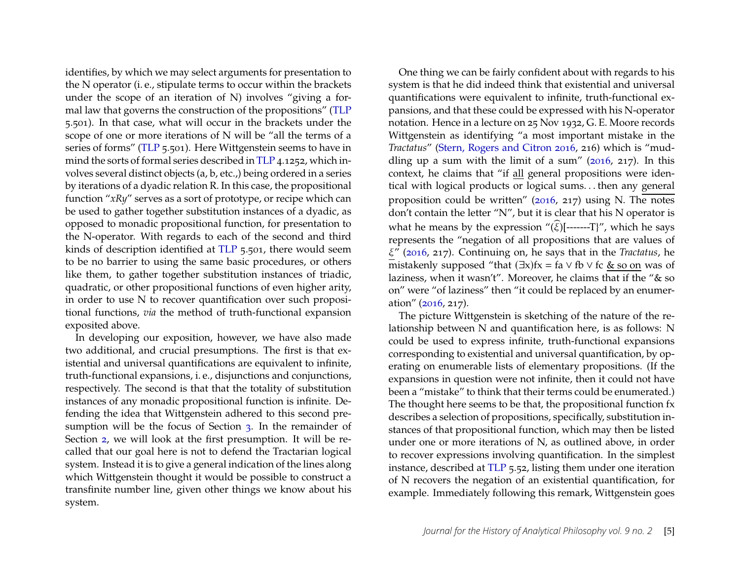identifies, by which we may select arguments for presentation to the N operator (i. e., stipulate terms to occur within the brackets under the scope of an iteration of N) involves "giving a formal law that governs the construction of the propositions" (TLP 5.501). In that case, what will occur in the brackets under the scope of one or more iterations of N will be "all the terms of a series of forms" (TLP 5.501). Here Wittgenstein seems to have in mind the sorts of formal series described in TLP 4.1252, which involves several distinct objects (a, b, etc.,) being ordered in a series by iterations of a dyadic relation R. In this case, the propositional function "*xRy*" serves as a sort of prototype, or recipe which can be used to gather together substitution instances of a dyadic, as opposed to monadic propositional function, for presentation to the N-operator. With regards to each of the second and third kinds of description identified at TLP 5.501, there would seem to be no barrier to using the same basic procedures, or others like them, to gather together substitution instances of triadic, quadratic, or other propositional functions of even higher arity, in order to use N to recover quantification over such propositional functions, *via* the method of truth-functional expansion exposited above.

In developing our exposition, however, we have also made two additional, and crucial presumptions. The first is that existential and universal quantifications are equivalent to infinite, truth-functional expansions, i. e., disjunctions and conjunctions, respectively. The second is that that the totality of substitution instances of any monadic propositional function is infinite. Defending the idea that Wittgenstein adhered to this second presumption will be the focus of Section 3. In the remainder of Section 2, we will look at the first presumption. It will be recalled that our goal here is not to defend the Tractarian logical system. Instead it is to give a general indication of the lines along which Wittgenstein thought it would be possible to construct a transfinite number line, given other things we know about his system.

One thing we can be fairly confident about with regards to his system is that he did indeed think that existential and universal quantifications were equivalent to infinite, truth-functional expansions, and that these could be expressed with his N-operator notation. Hence in a lecture on 25 Nov 1932, G. E. Moore records Wittgenstein as identifying "a most important mistake in the *Tractatus*" (Stern, Rogers and Citron 2016, 216) which is "muddling up a sum with the limit of a sum" (2016, 217). In this context, he claims that "if <u>all</u> general propositions were identical with logical products or logical sums. . . then any <u>general</u> proposition could be written" (2016, 217) using N. The notes don't contain the letter "N", but it is clear that his N operator is what he means by the expression "$(\widehat{\xi})$[-------T}", which he says represents the "negation of all propositions that are values of <u>$\xi$</u>" (2016, 217). Continuing on, he says that in the *Tractatus*, he mistakenly supposed "that (∃x)fx = fa ∨ fb ∨ fc <u>& so on</u> was of laziness, when it wasn't". Moreover, he claims that if the "& so on" were "of laziness" then "it could be replaced by an enumeration" (2016, 217).

The picture Wittgenstein is sketching of the nature of the relationship between N and quantification here, is as follows: N could be used to express infinite, truth-functional expansions corresponding to existential and universal quantification, by operating on enumerable lists of elementary propositions. (If the expansions in question were not infinite, then it could not have been a "mistake" to think that their terms could be enumerated.) The thought here seems to be that, the propositional function fx describes a selection of propositions, specifically, substitution instances of that propositional function, which may then be listed under one or more iterations of N, as outlined above, in order to recover expressions involving quantification. In the simplest instance, described at TLP 5.52, listing them under one iteration of N recovers the negation of an existential quantification, for example. Immediately following this remark, Wittgenstein goes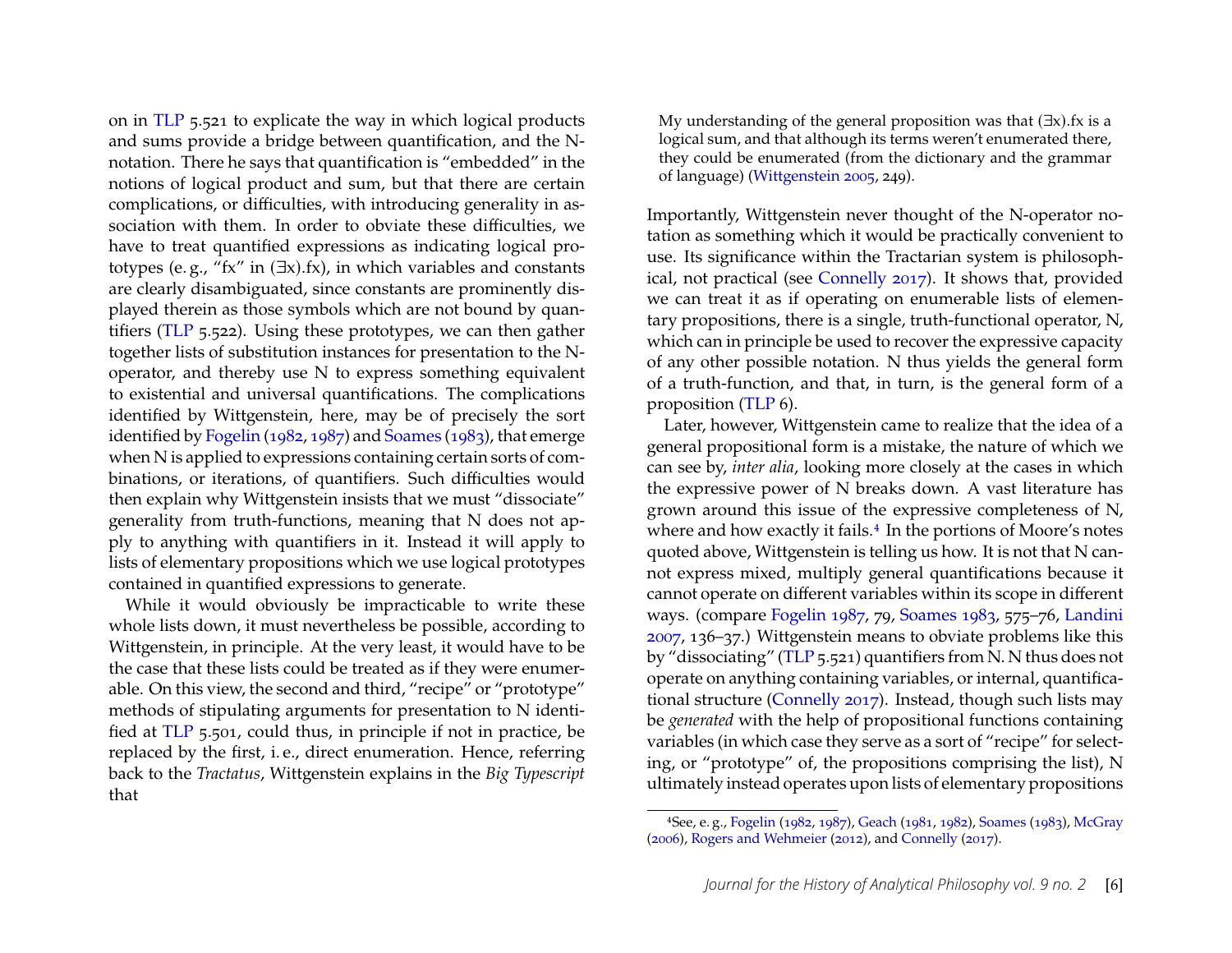on in TLP 5.521 to explicate the way in which logical products and sums provide a bridge between quantification, and the N-notation. There he says that quantification is "embedded" in the notions of logical product and sum, but that there are certain complications, or difficulties, with introducing generality in association with them. In order to obviate these difficulties, we have to treat quantified expressions as indicating logical prototypes (e. g., "fx" in (∃x).fx), in which variables and constants are clearly disambiguated, since constants are prominently displayed therein as those symbols which are not bound by quantifiers (TLP 5.522). Using these prototypes, we can then gather together lists of substitution instances for presentation to the N-operator, and thereby use N to express something equivalent to existential and universal quantifications. The complications identified by Wittgenstein, here, may be of precisely the sort identified by Fogelin (1982, 1987) and Soames (1983), that emerge when N is applied to expressions containing certain sorts of combinations, or iterations, of quantifiers. Such difficulties would then explain why Wittgenstein insists that we must "dissociate" generality from truth-functions, meaning that N does not apply to anything with quantifiers in it. Instead it will apply to lists of elementary propositions which we use logical prototypes contained in quantified expressions to generate.

While it would obviously be impracticable to write these whole lists down, it must nevertheless be possible, according to Wittgenstein, in principle. At the very least, it would have to be the case that these lists could be treated as if they were enumerable. On this view, the second and third, "recipe" or "prototype" methods of stipulating arguments for presentation to N identified at TLP 5.501, could thus, in principle if not in practice, be replaced by the first, i. e., direct enumeration. Hence, referring back to the *Tractatus*, Wittgenstein explains in the *Big Typescript* that

> My understanding of the general proposition was that (∃x).fx is a logical sum, and that although its terms weren't enumerated there, they could be enumerated (from the dictionary and the grammar of language) (Wittgenstein 2005, 249).

Importantly, Wittgenstein never thought of the N-operator notation as something which it would be practically convenient to use. Its significance within the Tractarian system is philosophical, not practical (see Connelly 2017). It shows that, provided we can treat it as if operating on enumerable lists of elementary propositions, there is a single, truth-functional operator, N, which can in principle be used to recover the expressive capacity of any other possible notation. N thus yields the general form of a truth-function, and that, in turn, is the general form of a proposition (TLP 6).

Later, however, Wittgenstein came to realize that the idea of a general propositional form is a mistake, the nature of which we can see by, *inter alia*, looking more closely at the cases in which the expressive power of N breaks down. A vast literature has grown around this issue of the expressive completeness of N, where and how exactly it fails.[4] In the portions of Moore's notes quoted above, Wittgenstein is telling us how. It is not that N cannot express mixed, multiply general quantifications because it cannot operate on different variables within its scope in different ways. (compare Fogelin 1987, 79, Soames 1983, 575–76, Landini 2007, 136–37.) Wittgenstein means to obviate problems like this by "dissociating" (TLP 5.521) quantifiers from N. N thus does not operate on anything containing variables, or internal, quantificational structure (Connelly 2017). Instead, though such lists may be *generated* with the help of propositional functions containing variables (in which case they serve as a sort of "recipe" for selecting, or "prototype" of, the propositions comprising the list), N ultimately instead operates upon lists of elementary propositions

[4] See, e. g., Fogelin (1982, 1987), Geach (1981, 1982), Soames (1983), McGray (2006), Rogers and Wehmeier (2012), and Connelly (2017).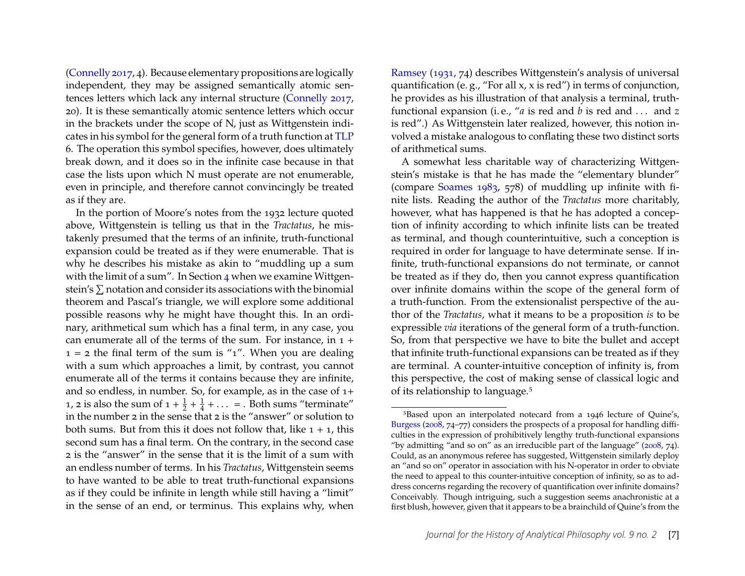(Connelly 2017, 4). Because elementary propositions are logically independent, they may be assigned semantically atomic sentences letters which lack any internal structure (Connelly 2017, 20). It is these semantically atomic sentence letters which occur in the brackets under the scope of N, just as Wittgenstein indicates in his symbol for the general form of a truth function at TLP 6. The operation this symbol specifies, however, does ultimately break down, and it does so in the infinite case because in that case the lists upon which N must operate are not enumerable, even in principle, and therefore cannot convincingly be treated as if they are.

In the portion of Moore's notes from the 1932 lecture quoted above, Wittgenstein is telling us that in the *Tractatus*, he mistakenly presumed that the terms of an infinite, truth-functional expansion could be treated as if they were enumerable. That is why he describes his mistake as akin to "muddling up a sum with the limit of a sum". In Section 4 when we examine Wittgenstein's $\sum$ notation and consider its associations with the binomial theorem and Pascal's triangle, we will explore some additional possible reasons why he might have thought this. In an ordinary, arithmetical sum which has a final term, in any case, you can enumerate all of the terms of the sum. For instance, in $1 + 1 = 2$ the final term of the sum is "1". When you are dealing with a sum which approaches a limit, by contrast, you cannot enumerate all of the terms it contains because they are infinite, and so endless, in number. So, for example, as in the case of $1 + 1$, 2 is also the sum of $1 + \frac{1}{2} + \frac{1}{4} + \ldots =$. Both sums "terminate" in the number 2 in the sense that 2 is the "answer" or solution to both sums. But from this it does not follow that, like $1 + 1$, this second sum has a final term. On the contrary, in the second case 2 is the "answer" in the sense that it is the limit of a sum with an endless number of terms. In his *Tractatus*, Wittgenstein seems to have wanted to be able to treat truth-functional expansions as if they could be infinite in length while still having a "limit" in the sense of an end, or terminus. This explains why, when Ramsey (1931, 74) describes Wittgenstein's analysis of universal quantification (e. g., "For all x, x is red") in terms of conjunction, he provides as his illustration of that analysis a terminal, truth-functional expansion (i. e., "*a* is red and *b* is red and ... and *z* is red".) As Wittgenstein later realized, however, this notion involved a mistake analogous to conflating these two distinct sorts of arithmetical sums.

A somewhat less charitable way of characterizing Wittgenstein's mistake is that he has made the "elementary blunder" (compare Soames 1983, 578) of muddling up infinite with finite lists. Reading the author of the *Tractatus* more charitably, however, what has happened is that he has adopted a conception of infinity according to which infinite lists can be treated as terminal, and though counterintuitive, such a conception is required in order for language to have determinate sense. If infinite, truth-functional expansions do not terminate, or cannot be treated as if they do, then you cannot express quantification over infinite domains within the scope of the general form of a truth-function. From the extensionalist perspective of the author of the *Tractatus*, what it means to be a proposition *is* to be expressible *via* iterations of the general form of a truth-function. So, from that perspective we have to bite the bullet and accept that infinite truth-functional expansions can be treated as if they are terminal. A counter-intuitive conception of infinity is, from this perspective, the cost of making sense of classical logic and of its relationship to language.[5]

[5]Based upon an interpolated notecard from a 1946 lecture of Quine's, Burgess (2008, 74–77) considers the prospects of a proposal for handling difficulties in the expression of prohibitively lengthy truth-functional expansions "by admitting "and so on" as an irreducible part of the language" (2008, 74). Could, as an anonymous referee has suggested, Wittgenstein similarly deploy an "and so on" operator in association with his N-operator in order to obviate the need to appeal to this counter-intuitive conception of infinity, so as to address concerns regarding the recovery of quantification over infinite domains? Conceivably. Though intriguing, such a suggestion seems anachronistic at a first blush, however, given that it appears to be a brainchild of Quine's from the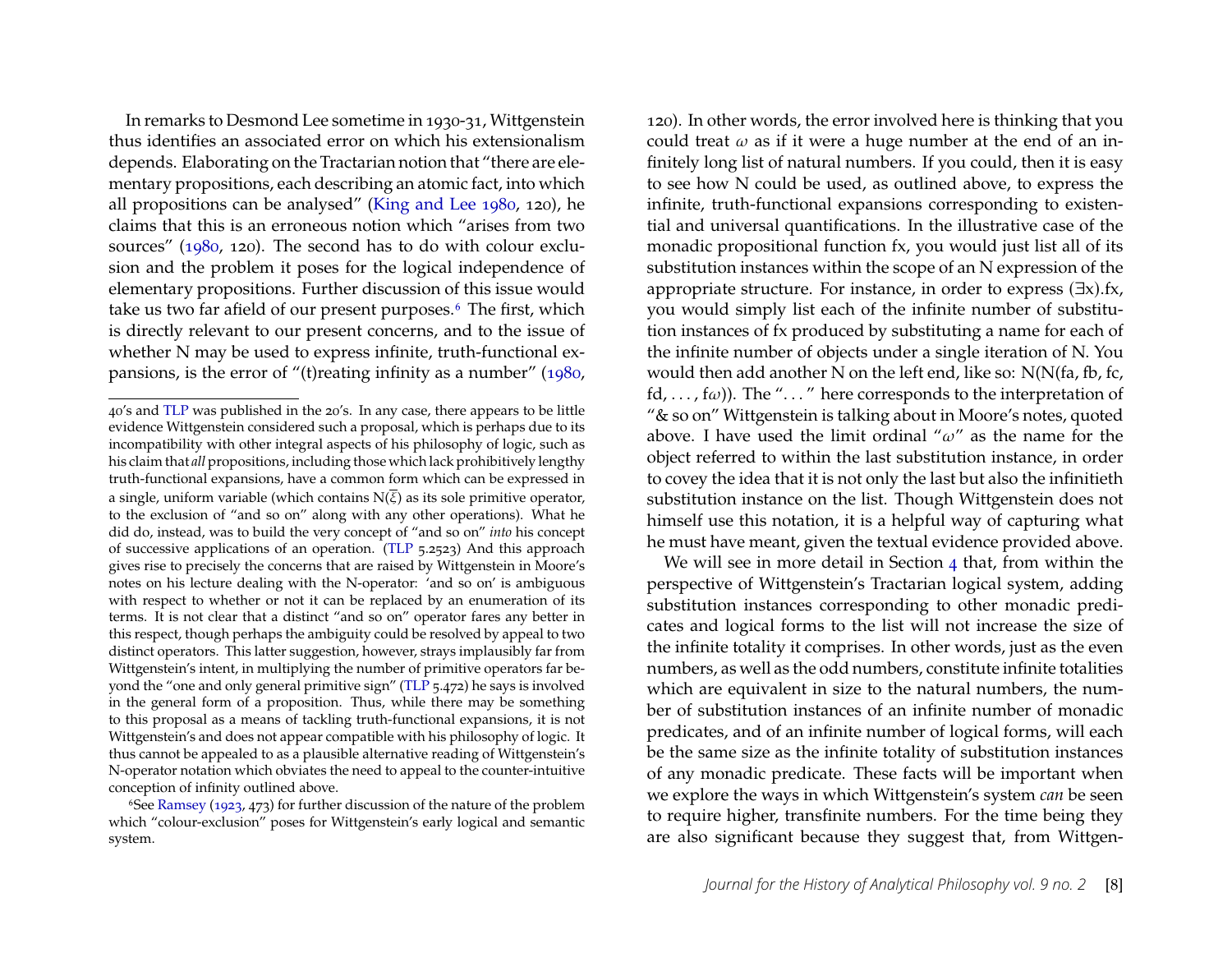In remarks to Desmond Lee sometime in 1930-31, Wittgenstein thus identifies an associated error on which his extensionalism depends. Elaborating on the Tractarian notion that "there are elementary propositions, each describing an atomic fact, into which all propositions can be analysed" (King and Lee 1980, 120), he claims that this is an erroneous notion which "arises from two sources" (1980, 120). The second has to do with colour exclusion and the problem it poses for the logical independence of elementary propositions. Further discussion of this issue would take us two far afield of our present purposes.[6] The first, which is directly relevant to our present concerns, and to the issue of whether N may be used to express infinite, truth-functional expansions, is the error of "(t)reating infinity as a number" (1980, 120). In other words, the error involved here is thinking that you could treat $\omega$ as if it were a huge number at the end of an infinitely long list of natural numbers. If you could, then it is easy to see how N could be used, as outlined above, to express the infinite, truth-functional expansions corresponding to existential and universal quantifications. In the illustrative case of the monadic propositional function fx, you would just list all of its substitution instances within the scope of an N expression of the appropriate structure. For instance, in order to express (∃x).fx, you would simply list each of the infinite number of substitution instances of fx produced by substituting a name for each of the infinite number of objects under a single iteration of N. You would then add another N on the left end, like so: N(N(fa, fb, fc, fd, . . . , f$\omega$)). The ". . . " here corresponds to the interpretation of "& so on" Wittgenstein is talking about in Moore's notes, quoted above. I have used the limit ordinal "$\omega$" as the name for the object referred to within the last substitution instance, in order to covey the idea that it is not only the last but also the infinitieth substitution instance on the list. Though Wittgenstein does not himself use this notation, it is a helpful way of capturing what he must have meant, given the textual evidence provided above.

We will see in more detail in Section 4 that, from within the perspective of Wittgenstein's Tractarian logical system, adding substitution instances corresponding to other monadic predicates and logical forms to the list will not increase the size of the infinite totality it comprises. In other words, just as the even numbers, as well as the odd numbers, constitute infinite totalities which are equivalent in size to the natural numbers, the number of substitution instances of an infinite number of monadic predicates, and of an infinite number of logical forms, will each be the same size as the infinite totality of substitution instances of any monadic predicate. These facts will be important when we explore the ways in which Wittgenstein's system *can* be seen to require higher, transfinite numbers. For the time being they are also significant because they suggest that, from Wittgen-

---

40's and TLP was published in the 20's. In any case, there appears to be little evidence Wittgenstein considered such a proposal, which is perhaps due to its incompatibility with other integral aspects of his philosophy of logic, such as his claim that *all* propositions, including those which lack prohibitively lengthy truth-functional expansions, have a common form which can be expressed in a single, uniform variable (which contains $N(\overline{\xi})$ as its sole primitive operator, to the exclusion of "and so on" along with any other operations). What he did do, instead, was to build the very concept of "and so on" *into* his concept of successive applications of an operation. (TLP 5.2523) And this approach gives rise to precisely the concerns that are raised by Wittgenstein in Moore's notes on his lecture dealing with the N-operator: 'and so on' is ambiguous with respect to whether or not it can be replaced by an enumeration of its terms. It is not clear that a distinct "and so on" operator fares any better in this respect, though perhaps the ambiguity could be resolved by appeal to two distinct operators. This latter suggestion, however, strays implausibly far from Wittgenstein's intent, in multiplying the number of primitive operators far beyond the "one and only general primitive sign" (TLP 5.472) he says is involved in the general form of a proposition. Thus, while there may be something to this proposal as a means of tackling truth-functional expansions, it is not Wittgenstein's and does not appear compatible with his philosophy of logic. It thus cannot be appealed to as a plausible alternative reading of Wittgenstein's N-operator notation which obviates the need to appeal to the counter-intuitive conception of infinity outlined above.

[6]See Ramsey (1923, 473) for further discussion of the nature of the problem which "colour-exclusion" poses for Wittgenstein's early logical and semantic system.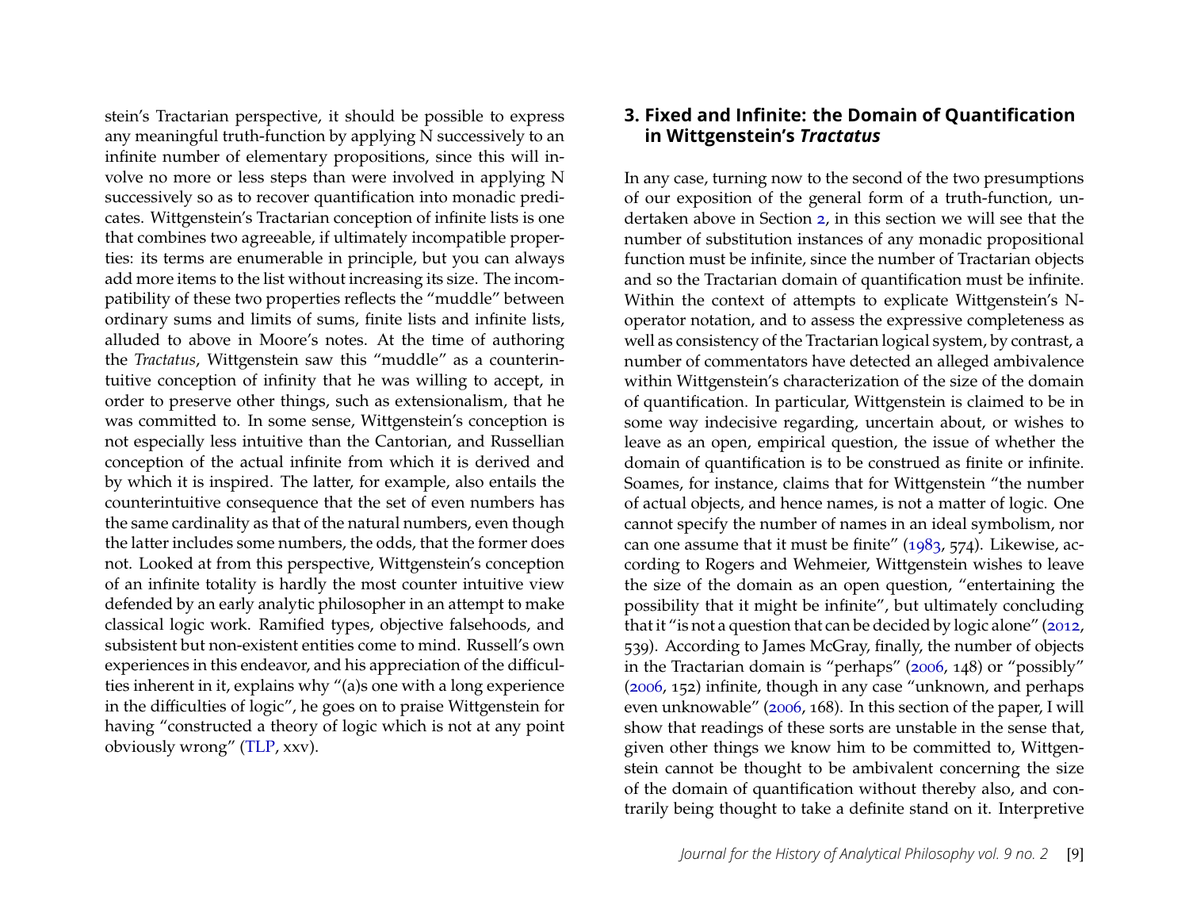stein's Tractarian perspective, it should be possible to express any meaningful truth-function by applying N successively to an infinite number of elementary propositions, since this will involve no more or less steps than were involved in applying N successively so as to recover quantification into monadic predicates. Wittgenstein's Tractarian conception of infinite lists is one that combines two agreeable, if ultimately incompatible properties: its terms are enumerable in principle, but you can always add more items to the list without increasing its size. The incompatibility of these two properties reflects the "muddle" between ordinary sums and limits of sums, finite lists and infinite lists, alluded to above in Moore's notes. At the time of authoring the *Tractatus*, Wittgenstein saw this "muddle" as a counterintuitive conception of infinity that he was willing to accept, in order to preserve other things, such as extensionalism, that he was committed to. In some sense, Wittgenstein's conception is not especially less intuitive than the Cantorian, and Russellian conception of the actual infinite from which it is derived and by which it is inspired. The latter, for example, also entails the counterintuitive consequence that the set of even numbers has the same cardinality as that of the natural numbers, even though the latter includes some numbers, the odds, that the former does not. Looked at from this perspective, Wittgenstein's conception of an infinite totality is hardly the most counter intuitive view defended by an early analytic philosopher in an attempt to make classical logic work. Ramified types, objective falsehoods, and subsistent but non-existent entities come to mind. Russell's own experiences in this endeavor, and his appreciation of the difficulties inherent in it, explains why "(a)s one with a long experience in the difficulties of logic", he goes on to praise Wittgenstein for having "constructed a theory of logic which is not at any point obviously wrong" (TLP, xxv).

## 3. Fixed and Infinite: the Domain of Quantification in Wittgenstein's *Tractatus*

In any case, turning now to the second of the two presumptions of our exposition of the general form of a truth-function, undertaken above in Section 2, in this section we will see that the number of substitution instances of any monadic propositional function must be infinite, since the number of Tractarian objects and so the Tractarian domain of quantification must be infinite. Within the context of attempts to explicate Wittgenstein's N-operator notation, and to assess the expressive completeness as well as consistency of the Tractarian logical system, by contrast, a number of commentators have detected an alleged ambivalence within Wittgenstein's characterization of the size of the domain of quantification. In particular, Wittgenstein is claimed to be in some way indecisive regarding, uncertain about, or wishes to leave as an open, empirical question, the issue of whether the domain of quantification is to be construed as finite or infinite. Soames, for instance, claims that for Wittgenstein "the number of actual objects, and hence names, is not a matter of logic. One cannot specify the number of names in an ideal symbolism, nor can one assume that it must be finite" (1983, 574). Likewise, according to Rogers and Wehmeier, Wittgenstein wishes to leave the size of the domain as an open question, "entertaining the possibility that it might be infinite", but ultimately concluding that it "is not a question that can be decided by logic alone" (2012, 539). According to James McGray, finally, the number of objects in the Tractarian domain is "perhaps" (2006, 148) or "possibly" (2006, 152) infinite, though in any case "unknown, and perhaps even unknowable" (2006, 168). In this section of the paper, I will show that readings of these sorts are unstable in the sense that, given other things we know him to be committed to, Wittgenstein cannot be thought to be ambivalent concerning the size of the domain of quantification without thereby also, and contrarily being thought to take a definite stand on it. Interpretive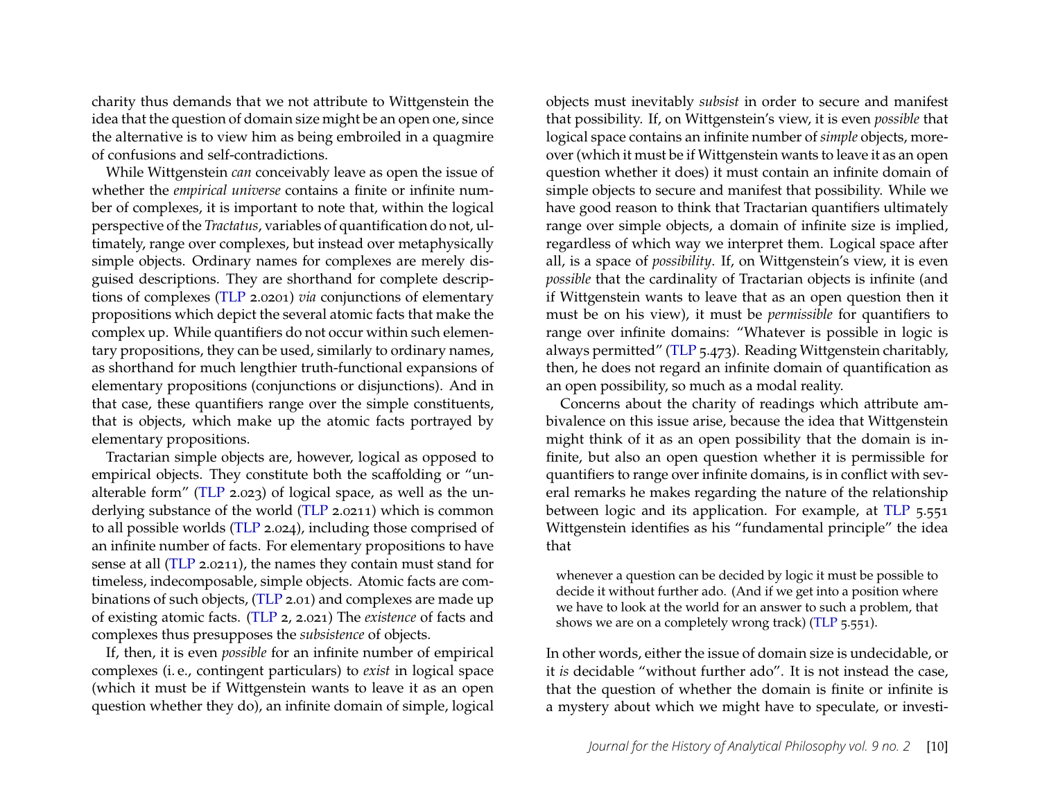charity thus demands that we not attribute to Wittgenstein the idea that the question of domain size might be an open one, since the alternative is to view him as being embroiled in a quagmire of confusions and self-contradictions.

While Wittgenstein *can* conceivably leave as open the issue of whether the *empirical universe* contains a finite or infinite number of complexes, it is important to note that, within the logical perspective of the *Tractatus*, variables of quantification do not, ultimately, range over complexes, but instead over metaphysically simple objects. Ordinary names for complexes are merely disguised descriptions. They are shorthand for complete descriptions of complexes (TLP 2.0201) *via* conjunctions of elementary propositions which depict the several atomic facts that make the complex up. While quantifiers do not occur within such elementary propositions, they can be used, similarly to ordinary names, as shorthand for much lengthier truth-functional expansions of elementary propositions (conjunctions or disjunctions). And in that case, these quantifiers range over the simple constituents, that is objects, which make up the atomic facts portrayed by elementary propositions.

Tractarian simple objects are, however, logical as opposed to empirical objects. They constitute both the scaffolding or "unalterable form" (TLP 2.023) of logical space, as well as the underlying substance of the world (TLP 2.0211) which is common to all possible worlds (TLP 2.024), including those comprised of an infinite number of facts. For elementary propositions to have sense at all (TLP 2.0211), the names they contain must stand for timeless, indecomposable, simple objects. Atomic facts are combinations of such objects, (TLP 2.01) and complexes are made up of existing atomic facts. (TLP 2, 2.021) The *existence* of facts and complexes thus presupposes the *subsistence* of objects.

If, then, it is even *possible* for an infinite number of empirical complexes (i. e., contingent particulars) to *exist* in logical space (which it must be if Wittgenstein wants to leave it as an open question whether they do), an infinite domain of simple, logical objects must inevitably *subsist* in order to secure and manifest that possibility. If, on Wittgenstein's view, it is even *possible* that logical space contains an infinite number of *simple* objects, moreover (which it must be if Wittgenstein wants to leave it as an open question whether it does) it must contain an infinite domain of simple objects to secure and manifest that possibility. While we have good reason to think that Tractarian quantifiers ultimately range over simple objects, a domain of infinite size is implied, regardless of which way we interpret them. Logical space after all, is a space of *possibility*. If, on Wittgenstein's view, it is even *possible* that the cardinality of Tractarian objects is infinite (and if Wittgenstein wants to leave that as an open question then it must be on his view), it must be *permissible* for quantifiers to range over infinite domains: "Whatever is possible in logic is always permitted" (TLP 5.473). Reading Wittgenstein charitably, then, he does not regard an infinite domain of quantification as an open possibility, so much as a modal reality.

Concerns about the charity of readings which attribute ambivalence on this issue arise, because the idea that Wittgenstein might think of it as an open possibility that the domain is infinite, but also an open question whether it is permissible for quantifiers to range over infinite domains, is in conflict with several remarks he makes regarding the nature of the relationship between logic and its application. For example, at TLP 5.551 Wittgenstein identifies as his "fundamental principle" the idea that

> whenever a question can be decided by logic it must be possible to decide it without further ado. (And if we get into a position where we have to look at the world for an answer to such a problem, that shows we are on a completely wrong track) (TLP 5.551).

In other words, either the issue of domain size is undecidable, or it *is* decidable "without further ado". It is not instead the case, that the question of whether the domain is finite or infinite is a mystery about which we might have to speculate, or investi-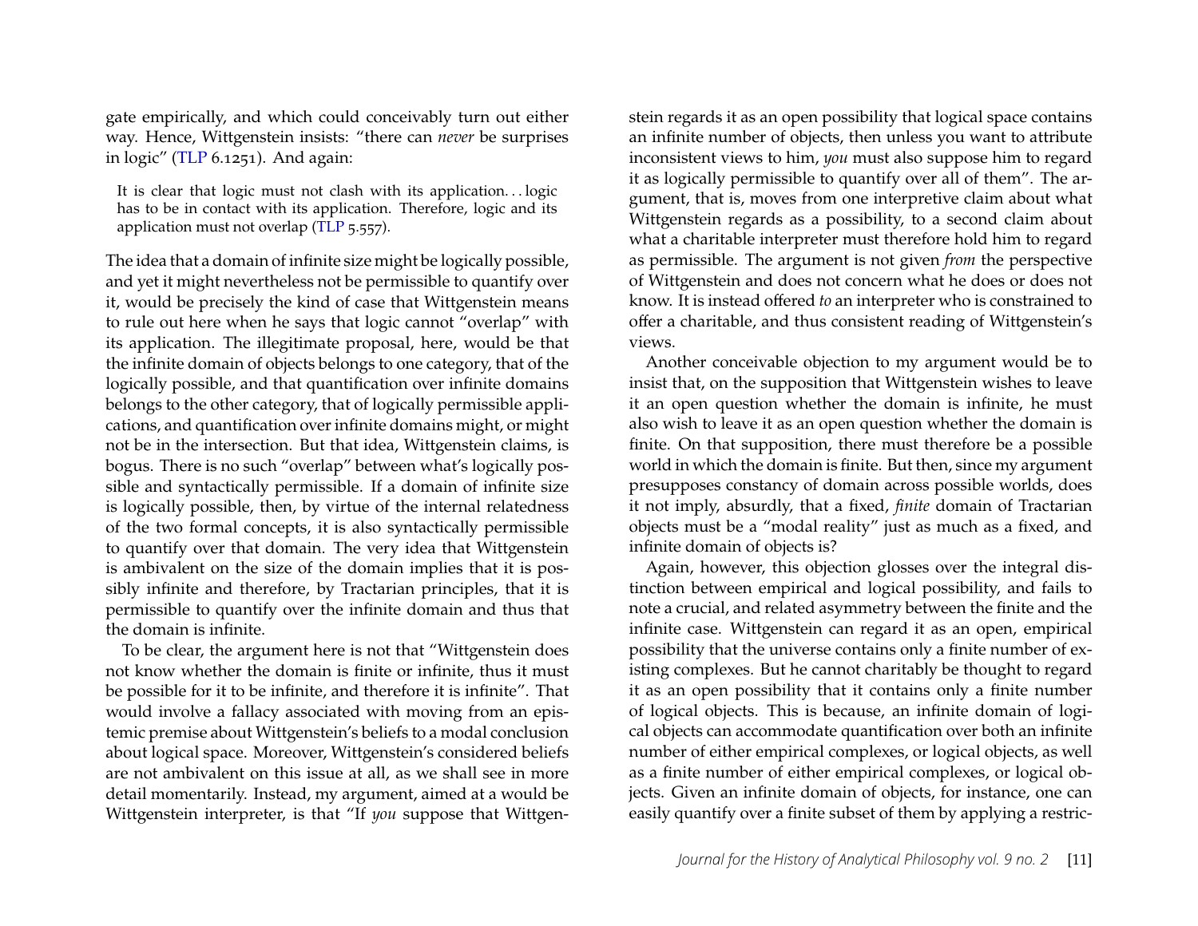gate empirically, and which could conceivably turn out either way. Hence, Wittgenstein insists: "there can *never* be surprises in logic" (TLP 6.1251). And again:

> It is clear that logic must not clash with its application. . . logic has to be in contact with its application. Therefore, logic and its application must not overlap (TLP 5.557).

The idea that a domain of infinite size might be logically possible, and yet it might nevertheless not be permissible to quantify over it, would be precisely the kind of case that Wittgenstein means to rule out here when he says that logic cannot "overlap" with its application. The illegitimate proposal, here, would be that the infinite domain of objects belongs to one category, that of the logically possible, and that quantification over infinite domains belongs to the other category, that of logically permissible applications, and quantification over infinite domains might, or might not be in the intersection. But that idea, Wittgenstein claims, is bogus. There is no such "overlap" between what's logically possible and syntactically permissible. If a domain of infinite size is logically possible, then, by virtue of the internal relatedness of the two formal concepts, it is also syntactically permissible to quantify over that domain. The very idea that Wittgenstein is ambivalent on the size of the domain implies that it is possibly infinite and therefore, by Tractarian principles, that it is permissible to quantify over the infinite domain and thus that the domain is infinite.

To be clear, the argument here is not that "Wittgenstein does not know whether the domain is finite or infinite, thus it must be possible for it to be infinite, and therefore it is infinite". That would involve a fallacy associated with moving from an epistemic premise about Wittgenstein's beliefs to a modal conclusion about logical space. Moreover, Wittgenstein's considered beliefs are not ambivalent on this issue at all, as we shall see in more detail momentarily. Instead, my argument, aimed at a would be Wittgenstein interpreter, is that "If *you* suppose that Wittgenstein regards it as an open possibility that logical space contains an infinite number of objects, then unless you want to attribute inconsistent views to him, *you* must also suppose him to regard it as logically permissible to quantify over all of them". The argument, that is, moves from one interpretive claim about what Wittgenstein regards as a possibility, to a second claim about what a charitable interpreter must therefore hold him to regard as permissible. The argument is not given *from* the perspective of Wittgenstein and does not concern what he does or does not know. It is instead offered *to* an interpreter who is constrained to offer a charitable, and thus consistent reading of Wittgenstein's views.

Another conceivable objection to my argument would be to insist that, on the supposition that Wittgenstein wishes to leave it an open question whether the domain is infinite, he must also wish to leave it as an open question whether the domain is finite. On that supposition, there must therefore be a possible world in which the domain is finite. But then, since my argument presupposes constancy of domain across possible worlds, does it not imply, absurdly, that a fixed, *finite* domain of Tractarian objects must be a "modal reality" just as much as a fixed, and infinite domain of objects is?

Again, however, this objection glosses over the integral distinction between empirical and logical possibility, and fails to note a crucial, and related asymmetry between the finite and the infinite case. Wittgenstein can regard it as an open, empirical possibility that the universe contains only a finite number of existing complexes. But he cannot charitably be thought to regard it as an open possibility that it contains only a finite number of logical objects. This is because, an infinite domain of logical objects can accommodate quantification over both an infinite number of either empirical complexes, or logical objects, as well as a finite number of either empirical complexes, or logical objects. Given an infinite domain of objects, for instance, one can easily quantify over a finite subset of them by applying a restric-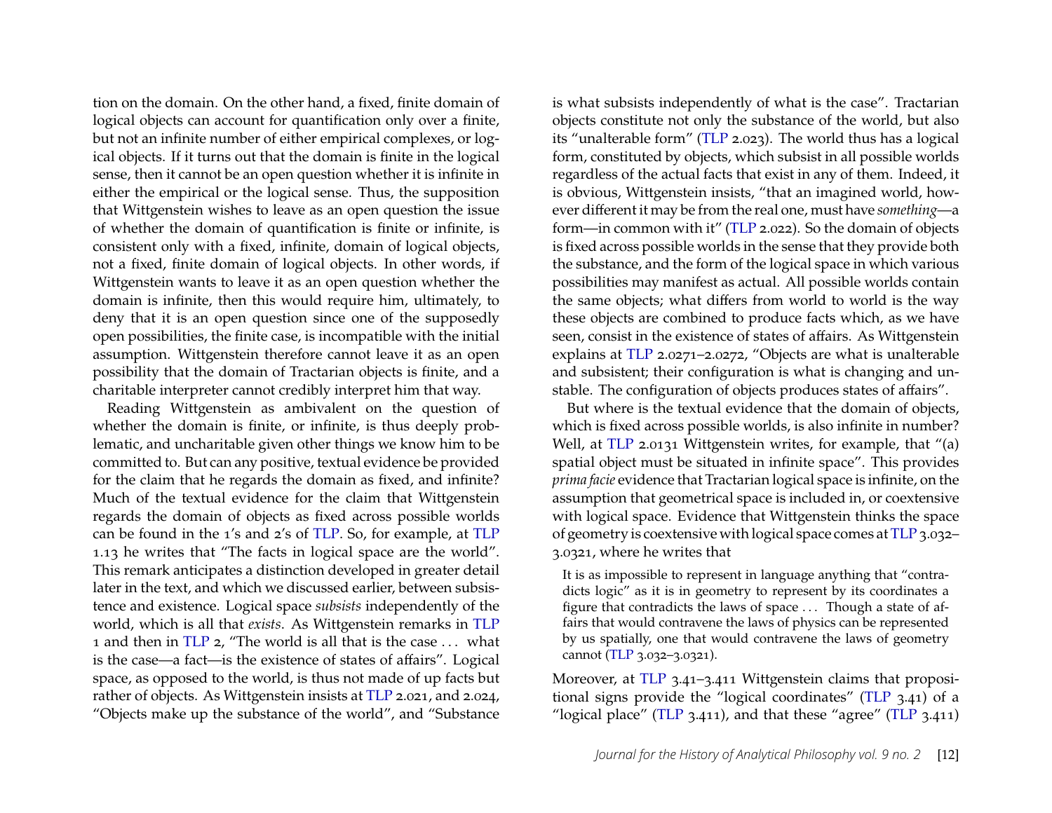tion on the domain. On the other hand, a fixed, finite domain of logical objects can account for quantification only over a finite, but not an infinite number of either empirical complexes, or logical objects. If it turns out that the domain is finite in the logical sense, then it cannot be an open question whether it is infinite in either the empirical or the logical sense. Thus, the supposition that Wittgenstein wishes to leave as an open question the issue of whether the domain of quantification is finite or infinite, is consistent only with a fixed, infinite, domain of logical objects, not a fixed, finite domain of logical objects. In other words, if Wittgenstein wants to leave it as an open question whether the domain is infinite, then this would require him, ultimately, to deny that it is an open question since one of the supposedly open possibilities, the finite case, is incompatible with the initial assumption. Wittgenstein therefore cannot leave it as an open possibility that the domain of Tractarian objects is finite, and a charitable interpreter cannot credibly interpret him that way.

Reading Wittgenstein as ambivalent on the question of whether the domain is finite, or infinite, is thus deeply problematic, and uncharitable given other things we know him to be committed to. But can any positive, textual evidence be provided for the claim that he regards the domain as fixed, and infinite? Much of the textual evidence for the claim that Wittgenstein regards the domain of objects as fixed across possible worlds can be found in the 1's and 2's of TLP. So, for example, at TLP 1.13 he writes that "The facts in logical space are the world". This remark anticipates a distinction developed in greater detail later in the text, and which we discussed earlier, between subsistence and existence. Logical space *subsists* independently of the world, which is all that *exists*. As Wittgenstein remarks in TLP 1 and then in TLP 2, "The world is all that is the case ... what is the case—a fact—is the existence of states of affairs". Logical space, as opposed to the world, is thus not made of up facts but rather of objects. As Wittgenstein insists at TLP 2.021, and 2.024, "Objects make up the substance of the world", and "Substance is what subsists independently of what is the case". Tractarian objects constitute not only the substance of the world, but also its "unalterable form" (TLP 2.023). The world thus has a logical form, constituted by objects, which subsist in all possible worlds regardless of the actual facts that exist in any of them. Indeed, it is obvious, Wittgenstein insists, "that an imagined world, however different it may be from the real one, must have *something*—a form—in common with it" (TLP 2.022). So the domain of objects is fixed across possible worlds in the sense that they provide both the substance, and the form of the logical space in which various possibilities may manifest as actual. All possible worlds contain the same objects; what differs from world to world is the way these objects are combined to produce facts which, as we have seen, consist in the existence of states of affairs. As Wittgenstein explains at TLP 2.0271–2.0272, "Objects are what is unalterable and subsistent; their configuration is what is changing and unstable. The configuration of objects produces states of affairs".

But where is the textual evidence that the domain of objects, which is fixed across possible worlds, is also infinite in number? Well, at TLP 2.0131 Wittgenstein writes, for example, that "(a) spatial object must be situated in infinite space". This provides *prima facie* evidence that Tractarian logical space is infinite, on the assumption that geometrical space is included in, or coextensive with logical space. Evidence that Wittgenstein thinks the space of geometry is coextensive with logical space comes at TLP 3.032–3.0321, where he writes that

> It is as impossible to represent in language anything that "contradicts logic" as it is in geometry to represent by its coordinates a figure that contradicts the laws of space ... Though a state of affairs that would contravene the laws of physics can be represented by us spatially, one that would contravene the laws of geometry cannot (TLP 3.032–3.0321).

Moreover, at TLP 3.41–3.411 Wittgenstein claims that propositional signs provide the "logical coordinates" (TLP 3.41) of a "logical place" (TLP 3.411), and that these "agree" (TLP 3.411)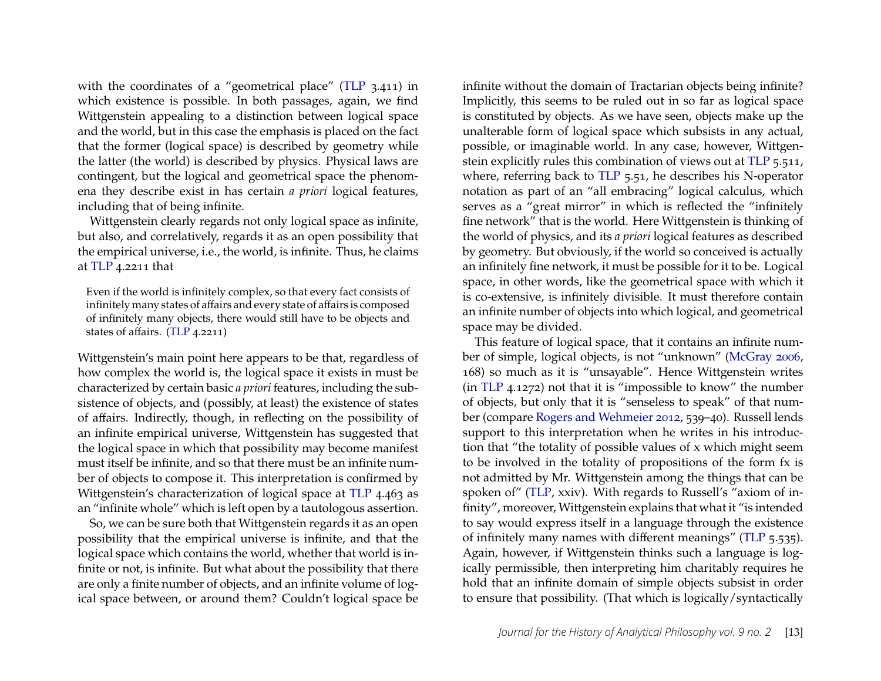with the coordinates of a "geometrical place" (TLP 3.411) in which existence is possible. In both passages, again, we find Wittgenstein appealing to a distinction between logical space and the world, but in this case the emphasis is placed on the fact that the former (logical space) is described by geometry while the latter (the world) is described by physics. Physical laws are contingent, but the logical and geometrical space the phenomena they describe exist in has certain *a priori* logical features, including that of being infinite.

Wittgenstein clearly regards not only logical space as infinite, but also, and correlatively, regards it as an open possibility that the empirical universe, i.e., the world, is infinite. Thus, he claims at TLP 4.2211 that

> Even if the world is infinitely complex, so that every fact consists of infinitely many states of affairs and every state of affairs is composed of infinitely many objects, there would still have to be objects and states of affairs. (TLP 4.2211)

Wittgenstein's main point here appears to be that, regardless of how complex the world is, the logical space it exists in must be characterized by certain basic *a priori* features, including the subsistence of objects, and (possibly, at least) the existence of states of affairs. Indirectly, though, in reflecting on the possibility of an infinite empirical universe, Wittgenstein has suggested that the logical space in which that possibility may become manifest must itself be infinite, and so that there must be an infinite number of objects to compose it. This interpretation is confirmed by Wittgenstein's characterization of logical space at TLP 4.463 as an "infinite whole" which is left open by a tautologous assertion.

So, we can be sure both that Wittgenstein regards it as an open possibility that the empirical universe is infinite, and that the logical space which contains the world, whether that world is infinite or not, is infinite. But what about the possibility that there are only a finite number of objects, and an infinite volume of logical space between, or around them? Couldn't logical space be infinite without the domain of Tractarian objects being infinite? Implicitly, this seems to be ruled out in so far as logical space is constituted by objects. As we have seen, objects make up the unalterable form of logical space which subsists in any actual, possible, or imaginable world. In any case, however, Wittgenstein explicitly rules this combination of views out at TLP 5.511, where, referring back to TLP 5.51, he describes his N-operator notation as part of an "all embracing" logical calculus, which serves as a "great mirror" in which is reflected the "infinitely fine network" that is the world. Here Wittgenstein is thinking of the world of physics, and its *a priori* logical features as described by geometry. But obviously, if the world so conceived is actually an infinitely fine network, it must be possible for it to be. Logical space, in other words, like the geometrical space with which it is co-extensive, is infinitely divisible. It must therefore contain an infinite number of objects into which logical, and geometrical space may be divided.

This feature of logical space, that it contains an infinite number of simple, logical objects, is not "unknown" (McGray 2006, 168) so much as it is "unsayable". Hence Wittgenstein writes (in TLP 4.1272) not that it is "impossible to know" the number of objects, but only that it is "senseless to speak" of that number (compare Rogers and Wehmeier 2012, 539–40). Russell lends support to this interpretation when he writes in his introduction that "the totality of possible values of x which might seem to be involved in the totality of propositions of the form fx is not admitted by Mr. Wittgenstein among the things that can be spoken of" (TLP, xxiv). With regards to Russell's "axiom of infinity", moreover, Wittgenstein explains that what it "is intended to say would express itself in a language through the existence of infinitely many names with different meanings" (TLP 5.535). Again, however, if Wittgenstein thinks such a language is logically permissible, then interpreting him charitably requires he hold that an infinite domain of simple objects subsist in order to ensure that possibility. (That which is logically/syntactically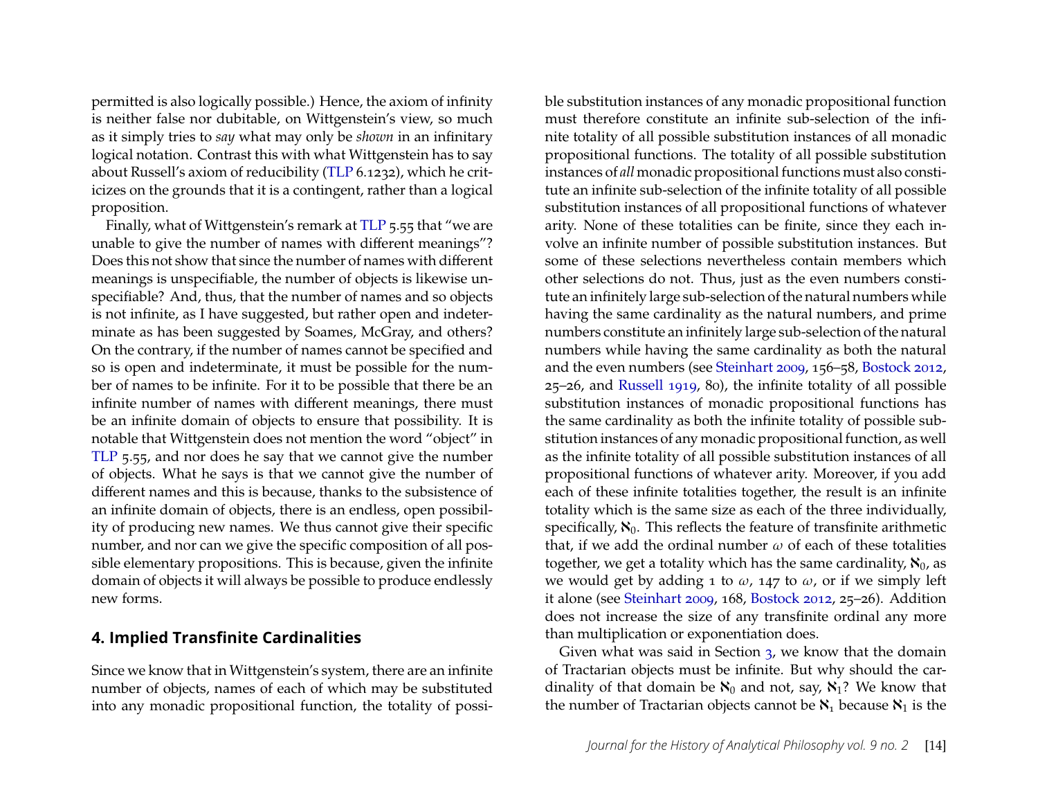permitted is also logically possible.) Hence, the axiom of infinity is neither false nor dubitable, on Wittgenstein's view, so much as it simply tries to *say* what may only be *shown* in an infinitary logical notation. Contrast this with what Wittgenstein has to say about Russell's axiom of reducibility (TLP 6.1232), which he criticizes on the grounds that it is a contingent, rather than a logical proposition.

Finally, what of Wittgenstein's remark at TLP 5.55 that "we are unable to give the number of names with different meanings"? Does this not show that since the number of names with different meanings is unspecifiable, the number of objects is likewise unspecifiable? And, thus, that the number of names and so objects is not infinite, as I have suggested, but rather open and indeterminate as has been suggested by Soames, McGray, and others? On the contrary, if the number of names cannot be specified and so is open and indeterminate, it must be possible for the number of names to be infinite. For it to be possible that there be an infinite number of names with different meanings, there must be an infinite domain of objects to ensure that possibility. It is notable that Wittgenstein does not mention the word "object" in TLP 5.55, and nor does he say that we cannot give the number of objects. What he says is that we cannot give the number of different names and this is because, thanks to the subsistence of an infinite domain of objects, there is an endless, open possibility of producing new names. We thus cannot give their specific number, and nor can we give the specific composition of all possible elementary propositions. This is because, given the infinite domain of objects it will always be possible to produce endlessly new forms.

## 4. Implied Transfinite Cardinalities

Since we know that in Wittgenstein's system, there are an infinite number of objects, names of each of which may be substituted into any monadic propositional function, the totality of possible substitution instances of any monadic propositional function must therefore constitute an infinite sub-selection of the infinite totality of all possible substitution instances of all monadic propositional functions. The totality of all possible substitution instances of *all* monadic propositional functions must also constitute an infinite sub-selection of the infinite totality of all possible substitution instances of all propositional functions of whatever arity. None of these totalities can be finite, since they each involve an infinite number of possible substitution instances. But some of these selections nevertheless contain members which other selections do not. Thus, just as the even numbers constitute an infinitely large sub-selection of the natural numbers while having the same cardinality as the natural numbers, and prime numbers constitute an infinitely large sub-selection of the natural numbers while having the same cardinality as both the natural and the even numbers (see Steinhart 2009, 156–58, Bostock 2012, 25–26, and Russell 1919, 80), the infinite totality of all possible substitution instances of monadic propositional functions has the same cardinality as both the infinite totality of possible substitution instances of any monadic propositional function, as well as the infinite totality of all possible substitution instances of all propositional functions of whatever arity. Moreover, if you add each of these infinite totalities together, the result is an infinite totality which is the same size as each of the three individually, specifically, $\aleph_0$. This reflects the feature of transfinite arithmetic that, if we add the ordinal number $\omega$ of each of these totalities together, we get a totality which has the same cardinality, $\aleph_0$, as we would get by adding 1 to $\omega$, 147 to $\omega$, or if we simply left it alone (see Steinhart 2009, 168, Bostock 2012, 25–26). Addition does not increase the size of any transfinite ordinal any more than multiplication or exponentiation does.

Given what was said in Section 3, we know that the domain of Tractarian objects must be infinite. But why should the cardinality of that domain be $\aleph_0$ and not, say, $\aleph_1$? We know that the number of Tractarian objects cannot be $\aleph_1$ because $\aleph_1$ is the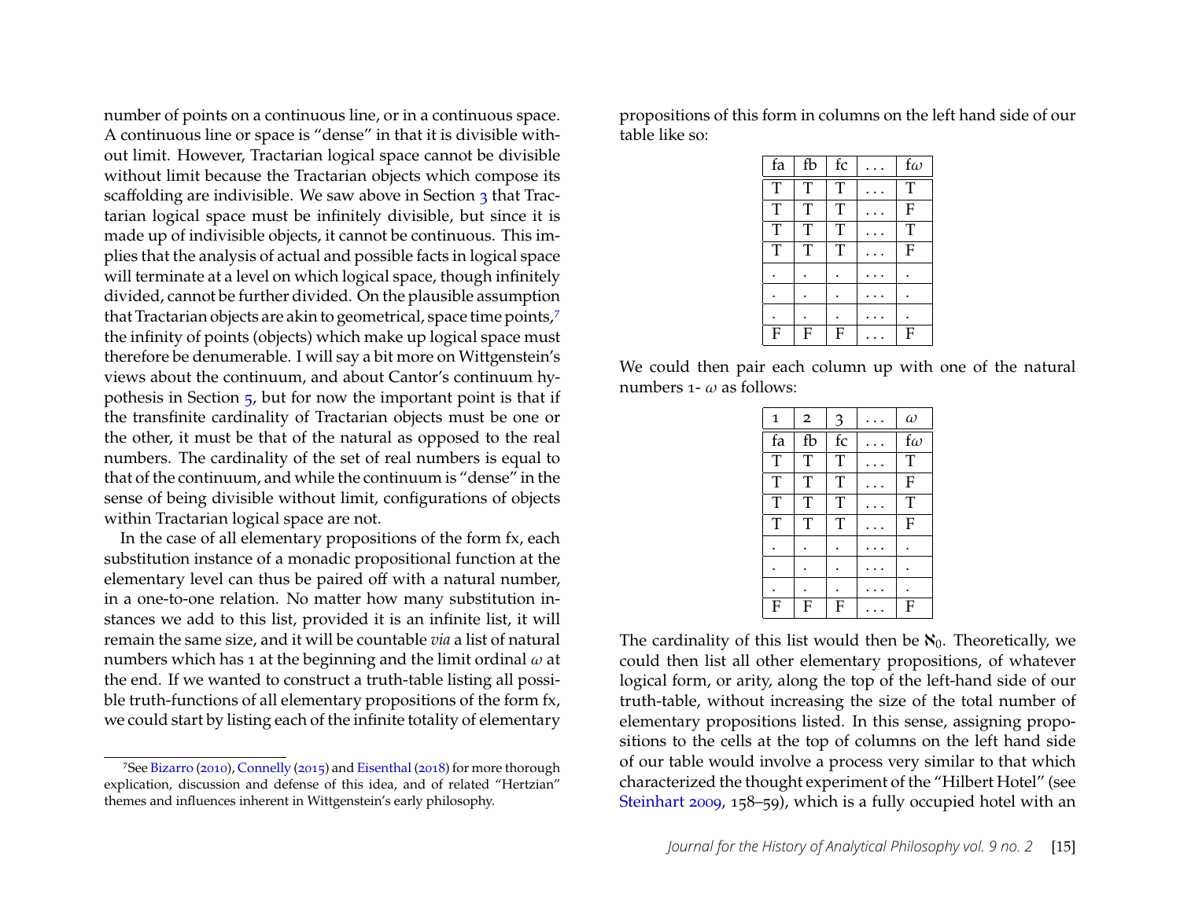number of points on a continuous line, or in a continuous space. A continuous line or space is "dense" in that it is divisible without limit. However, Tractarian logical space cannot be divisible without limit because the Tractarian objects which compose its scaffolding are indivisible. We saw above in Section 3 that Tractarian logical space must be infinitely divisible, but since it is made up of indivisible objects, it cannot be continuous. This implies that the analysis of actual and possible facts in logical space will terminate at a level on which logical space, though infinitely divided, cannot be further divided. On the plausible assumption that Tractarian objects are akin to geometrical, space time points,[7] the infinity of points (objects) which make up logical space must therefore be denumerable. I will say a bit more on Wittgenstein's views about the continuum, and about Cantor's continuum hypothesis in Section 5, but for now the important point is that if the transfinite cardinality of Tractarian objects must be one or the other, it must be that of the natural as opposed to the real numbers. The cardinality of the set of real numbers is equal to that of the continuum, and while the continuum is "dense" in the sense of being divisible without limit, configurations of objects within Tractarian logical space are not.

In the case of all elementary propositions of the form fx, each substitution instance of a monadic propositional function at the elementary level can thus be paired off with a natural number, in a one-to-one relation. No matter how many substitution instances we add to this list, provided it is an infinite list, it will remain the same size, and it will be countable *via* a list of natural numbers which has 1 at the beginning and the limit ordinal $\omega$ at the end. If we wanted to construct a truth-table listing all possible truth-functions of all elementary propositions of the form fx, we could start by listing each of the infinite totality of elementary propositions of this form in columns on the left hand side of our table like so:

| fa | fb | fc | ... | f$\omega$ |
|---|---|---|---|---|
| T | T | T | ... | T |
| T | T | T | ... | F |
| T | T | T | ... | T |
| T | T | T | ... | F |
| . | . | . | ... | . |
| . | . | . | ... | . |
| . | . | . | ... | . |
| F | F | F | ... | F |

We could then pair each column up with one of the natural numbers 1- $\omega$ as follows:

| 1 | 2 | 3 | ... | $\omega$ |
|---|---|---|---|---|
| fa | fb | fc | ... | f$\omega$ |
| T | T | T | ... | T |
| T | T | T | ... | F |
| T | T | T | ... | T |
| T | T | T | ... | F |
| . | . | . | ... | . |
| . | . | . | ... | . |
| . | . | . | ... | . |
| F | F | F | ... | F |

The cardinality of this list would then be $\aleph_0$. Theoretically, we could then list all other elementary propositions, of whatever logical form, or arity, along the top of the left-hand side of our truth-table, without increasing the size of the total number of elementary propositions listed. In this sense, assigning propositions to the cells at the top of columns on the left hand side of our table would involve a process very similar to that which characterized the thought experiment of the "Hilbert Hotel" (see Steinhart 2009, 158–59), which is a fully occupied hotel with an

[7] See Bizarro (2010), Connelly (2015) and Eisenthal (2018) for more thorough explication, discussion and defense of this idea, and of related "Hertzian" themes and influences inherent in Wittgenstein's early philosophy.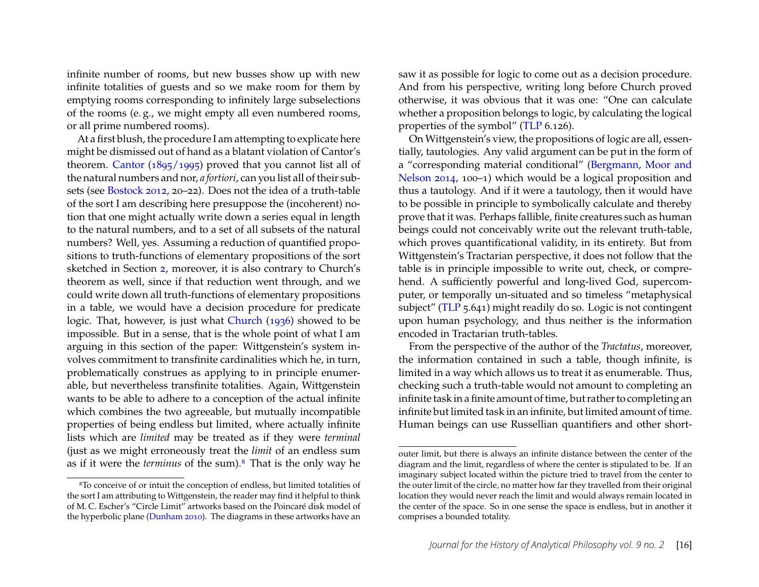infinite number of rooms, but new busses show up with new infinite totalities of guests and so we make room for them by emptying rooms corresponding to infinitely large subselections of the rooms (e. g., we might empty all even numbered rooms, or all prime numbered rooms).

At a first blush, the procedure I am attempting to explicate here might be dismissed out of hand as a blatant violation of Cantor's theorem. Cantor (1895/1995) proved that you cannot list all of the natural numbers and nor, *a fortiori*, can you list all of their subsets (see Bostock 2012, 20–22). Does not the idea of a truth-table of the sort I am describing here presuppose the (incoherent) notion that one might actually write down a series equal in length to the natural numbers, and to a set of all subsets of the natural numbers? Well, yes. Assuming a reduction of quantified propositions to truth-functions of elementary propositions of the sort sketched in Section 2, moreover, it is also contrary to Church's theorem as well, since if that reduction went through, and we could write down all truth-functions of elementary propositions in a table, we would have a decision procedure for predicate logic. That, however, is just what Church (1936) showed to be impossible. But in a sense, that is the whole point of what I am arguing in this section of the paper: Wittgenstein's system involves commitment to transfinite cardinalities which he, in turn, problematically construes as applying to in principle enumerable, but nevertheless transfinite totalities. Again, Wittgenstein wants to be able to adhere to a conception of the actual infinite which combines the two agreeable, but mutually incompatible properties of being endless but limited, where actually infinite lists which are *limited* may be treated as if they were *terminal* (just as we might erroneously treat the *limit* of an endless sum as if it were the *terminus* of the sum).[8] That is the only way he saw it as possible for logic to come out as a decision procedure. And from his perspective, writing long before Church proved otherwise, it was obvious that it was one: "One can calculate whether a proposition belongs to logic, by calculating the logical properties of the symbol" (TLP 6.126).

On Wittgenstein's view, the propositions of logic are all, essentially, tautologies. Any valid argument can be put in the form of a "corresponding material conditional" (Bergmann, Moor and Nelson 2014, 100–1) which would be a logical proposition and thus a tautology. And if it were a tautology, then it would have to be possible in principle to symbolically calculate and thereby prove that it was. Perhaps fallible, finite creatures such as human beings could not conceivably write out the relevant truth-table, which proves quantificational validity, in its entirety. But from Wittgenstein's Tractarian perspective, it does not follow that the table is in principle impossible to write out, check, or comprehend. A sufficiently powerful and long-lived God, supercomputer, or temporally un-situated and so timeless "metaphysical subject" (TLP 5.641) might readily do so. Logic is not contingent upon human psychology, and thus neither is the information encoded in Tractarian truth-tables.

From the perspective of the author of the *Tractatus*, moreover, the information contained in such a table, though infinite, is limited in a way which allows us to treat it as enumerable. Thus, checking such a truth-table would not amount to completing an infinite task in a finite amount of time, but rather to completing an infinite but limited task in an infinite, but limited amount of time. Human beings can use Russellian quantifiers and other short-

[8] To conceive of or intuit the conception of endless, but limited totalities of the sort I am attributing to Wittgenstein, the reader may find it helpful to think of M. C. Escher's "Circle Limit" artworks based on the Poincaré disk model of the hyperbolic plane (Dunham 2010). The diagrams in these artworks have an outer limit, but there is always an infinite distance between the center of the diagram and the limit, regardless of where the center is stipulated to be. If an imaginary subject located within the picture tried to travel from the center to the outer limit of the circle, no matter how far they travelled from their original location they would never reach the limit and would always remain located in the center of the space. So in one sense the space is endless, but in another it comprises a bounded totality.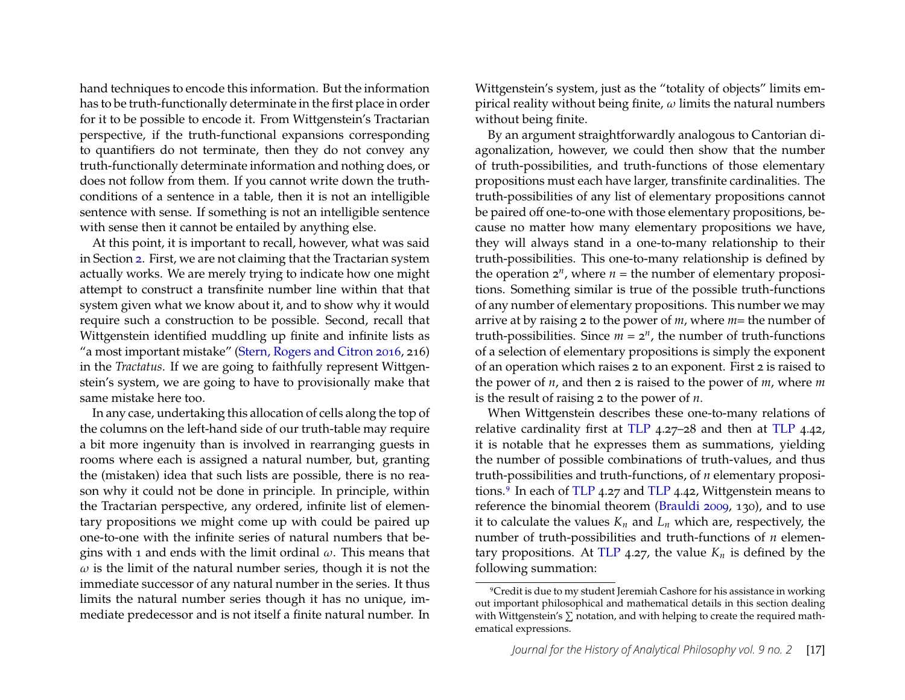hand techniques to encode this information. But the information has to be truth-functionally determinate in the first place in order for it to be possible to encode it. From Wittgenstein's Tractarian perspective, if the truth-functional expansions corresponding to quantifiers do not terminate, then they do not convey any truth-functionally determinate information and nothing does, or does not follow from them. If you cannot write down the truth-conditions of a sentence in a table, then it is not an intelligible sentence with sense. If something is not an intelligible sentence with sense then it cannot be entailed by anything else.

At this point, it is important to recall, however, what was said in Section 2. First, we are not claiming that the Tractarian system actually works. We are merely trying to indicate how one might attempt to construct a transfinite number line within that that system given what we know about it, and to show why it would require such a construction to be possible. Second, recall that Wittgenstein identified muddling up finite and infinite lists as "a most important mistake" (Stern, Rogers and Citron 2016, 216) in the *Tractatus*. If we are going to faithfully represent Wittgenstein's system, we are going to have to provisionally make that same mistake here too.

In any case, undertaking this allocation of cells along the top of the columns on the left-hand side of our truth-table may require a bit more ingenuity than is involved in rearranging guests in rooms where each is assigned a natural number, but, granting the (mistaken) idea that such lists are possible, there is no reason why it could not be done in principle. In principle, within the Tractarian perspective, any ordered, infinite list of elementary propositions we might come up with could be paired up one-to-one with the infinite series of natural numbers that begins with 1 and ends with the limit ordinal $\omega$. This means that $\omega$ is the limit of the natural number series, though it is not the immediate successor of any natural number in the series. It thus limits the natural number series though it has no unique, immediate predecessor and is not itself a finite natural number. In Wittgenstein's system, just as the "totality of objects" limits empirical reality without being finite, $\omega$ limits the natural numbers without being finite.

By an argument straightforwardly analogous to Cantorian diagonalization, however, we could then show that the number of truth-possibilities, and truth-functions of those elementary propositions must each have larger, transfinite cardinalities. The truth-possibilities of any list of elementary propositions cannot be paired off one-to-one with those elementary propositions, because no matter how many elementary propositions we have, they will always stand in a one-to-many relationship to their truth-possibilities. This one-to-many relationship is defined by the operation $2^n$, where $n$ = the number of elementary propositions. Something similar is true of the possible truth-functions of any number of elementary propositions. This number we may arrive at by raising 2 to the power of $m$, where $m$= the number of truth-possibilities. Since $m = 2^n$, the number of truth-functions of a selection of elementary propositions is simply the exponent of an operation which raises 2 to an exponent. First 2 is raised to the power of $n$, and then 2 is raised to the power of $m$, where $m$ is the result of raising 2 to the power of $n$.

When Wittgenstein describes these one-to-many relations of relative cardinality first at TLP 4.27–28 and then at TLP 4.42, it is notable that he expresses them as summations, yielding the number of possible combinations of truth-values, and thus truth-possibilities and truth-functions, of $n$ elementary propositions.[9] In each of TLP 4.27 and TLP 4.42, Wittgenstein means to reference the binomial theorem (Brauldi 2009, 130), and to use it to calculate the values $K_n$ and $L_n$ which are, respectively, the number of truth-possibilities and truth-functions of $n$ elementary propositions. At TLP 4.27, the value $K_n$ is defined by the following summation:

[9] Credit is due to my student Jeremiah Cashore for his assistance in working out important philosophical and mathematical details in this section dealing with Wittgenstein's $\sum$ notation, and with helping to create the required mathematical expressions.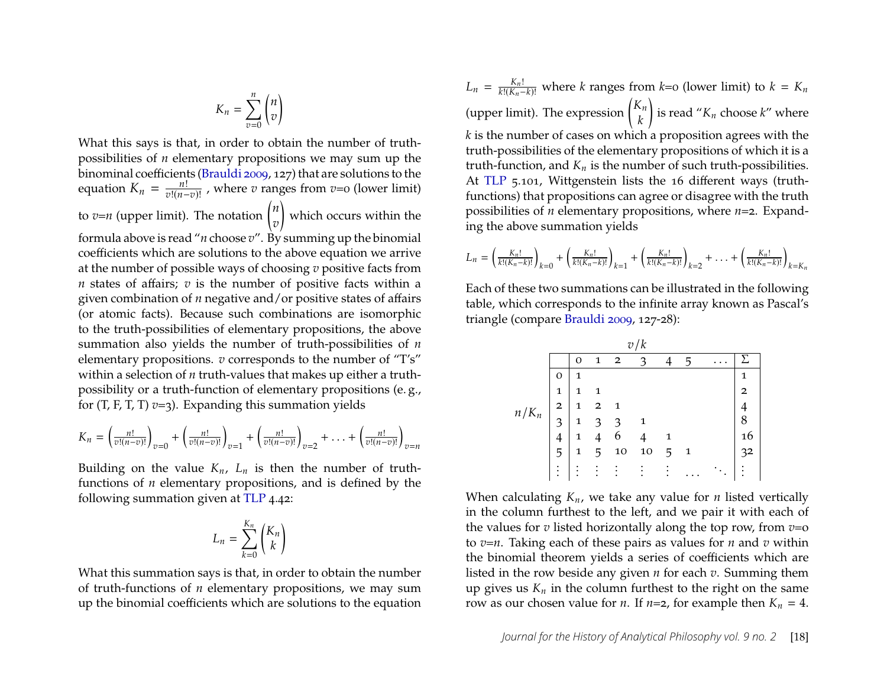$$K_n = \sum_{v=0}^{n} \binom{n}{v}$$

What this says is that, in order to obtain the number of truth-possibilities of $n$ elementary propositions we may sum up the binominal coefficients (Brauldi 2009, 127) that are solutions to the equation $K_n = \frac{n!}{v!(n-v)!}$ , where $v$ ranges from $v$=0 (lower limit) to $v$=$n$ (upper limit). The notation $\binom{n}{v}$ which occurs within the formula above is read "$n$ choose $v$". By summing up the binomial coefficients which are solutions to the above equation we arrive at the number of possible ways of choosing $v$ positive facts from $n$ states of affairs; $v$ is the number of positive facts within a given combination of $n$ negative and/or positive states of affairs (or atomic facts). Because such combinations are isomorphic to the truth-possibilities of elementary propositions, the above summation also yields the number of truth-possibilities of $n$ elementary propositions. $v$ corresponds to the number of "T's" within a selection of $n$ truth-values that makes up either a truth-possibility or a truth-function of elementary propositions (e. g., for (T, F, T, T) $v$=3). Expanding this summation yields

$$K_n = \left(\tfrac{n!}{v!(n-v)!}\right)_{v=0} + \left(\tfrac{n!}{v!(n-v)!}\right)_{v=1} + \left(\tfrac{n!}{v!(n-v)!}\right)_{v=2} + \ldots + \left(\tfrac{n!}{v!(n-v)!}\right)_{v=n}$$

Building on the value $K_n$, $L_n$ is then the number of truth-functions of $n$ elementary propositions, and is defined by the following summation given at TLP 4.42:

$$L_n = \sum_{k=0}^{K_n} \binom{K_n}{k}$$

What this summation says is that, in order to obtain the number of truth-functions of $n$ elementary propositions, we may sum up the binomial coefficients which are solutions to the equation $L_n = \frac{K_n!}{k!(K_n-k)!}$ where $k$ ranges from $k$=0 (lower limit) to $k = K_n$ (upper limit). The expression $\binom{K_n}{k}$ is read "$K_n$ choose $k$" where $k$ is the number of cases on which a proposition agrees with the truth-possibilities of the elementary propositions of which it is a truth-function, and $K_n$ is the number of such truth-possibilities. At TLP 5.101, Wittgenstein lists the 16 different ways (truth-functions) that propositions can agree or disagree with the truth possibilities of $n$ elementary propositions, where $n$=2. Expanding the above summation yields

$$L_n = \left(\tfrac{K_n!}{k!(K_n-k)!}\right)_{k=0} + \left(\tfrac{K_n!}{k!(K_n-k)!}\right)_{k=1} + \left(\tfrac{K_n!}{k!(K_n-k)!}\right)_{k=2} + \ldots + \left(\tfrac{K_n!}{k!(K_n-k)!}\right)_{k=K_n}$$

Each of these two summations can be illustrated in the following table, which corresponds to the infinite array known as Pascal's triangle (compare Brauldi 2009, 127-28):

| $n/K_n$ \ $v/k$ | 0 | 1 | 2 | 3 | 4 | 5 | … | Σ |
|---|---|---|---|---|---|---|---|---|
| 0 | 1 | | | | | | | 1 |
| 1 | 1 | 1 | | | | | | 2 |
| 2 | 1 | 2 | 1 | | | | | 4 |
| 3 | 1 | 3 | 3 | 1 | | | | 8 |
| 4 | 1 | 4 | 6 | 4 | 1 | | | 16 |
| 5 | 1 | 5 | 10 | 10 | 5 | 1 | | 32 |
| ⋮ | ⋮ | ⋮ | ⋮ | ⋮ | ⋮ | … | ⋱ | ⋮ |

When calculating $K_n$, we take any value for $n$ listed vertically in the column furthest to the left, and we pair it with each of the values for $v$ listed horizontally along the top row, from $v$=0 to $v$=$n$. Taking each of these pairs as values for $n$ and $v$ within the binomial theorem yields a series of coefficients which are listed in the row beside any given $n$ for each $v$. Summing them up gives us $K_n$ in the column furthest to the right on the same row as our chosen value for $n$. If $n$=2, for example then $K_n = 4$.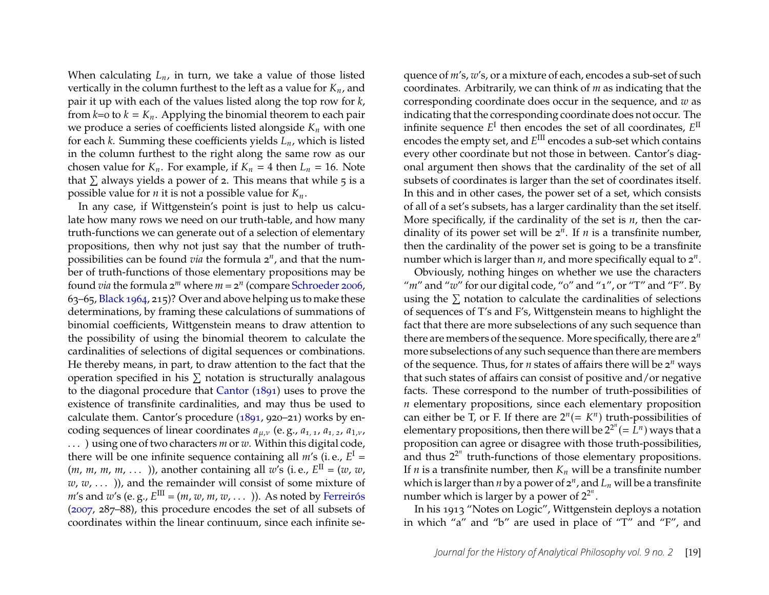When calculating $L_n$, in turn, we take a value of those listed vertically in the column furthest to the left as a value for $K_n$, and pair it up with each of the values listed along the top row for $k$, from $k$=0 to $k = K_n$. Applying the binomial theorem to each pair we produce a series of coefficients listed alongside $K_n$ with one for each $k$. Summing these coefficients yields $L_n$, which is listed in the column furthest to the right along the same row as our chosen value for $K_n$. For example, if $K_n = 4$ then $L_n = 16$. Note that $\sum$ always yields a power of 2. This means that while 5 is a possible value for $n$ it is not a possible value for $K_n$.

In any case, if Wittgenstein's point is just to help us calculate how many rows we need on our truth-table, and how many truth-functions we can generate out of a selection of elementary propositions, then why not just say that the number of truth-possibilities can be found *via* the formula $2^n$, and that the number of truth-functions of those elementary propositions may be found *via* the formula $2^m$ where $m = 2^n$ (compare Schroeder 2006, 63–65, Black 1964, 215)? Over and above helping us to make these determinations, by framing these calculations of summations of binomial coefficients, Wittgenstein means to draw attention to the possibility of using the binomial theorem to calculate the cardinalities of selections of digital sequences or combinations. He thereby means, in part, to draw attention to the fact that the operation specified in his $\sum$ notation is structurally analagous to the diagonal procedure that Cantor (1891) uses to prove the existence of transfinite cardinalities, and may thus be used to calculate them. Cantor's procedure (1891, 920–21) works by encoding sequences of linear coordinates $a_{\mu,\nu}$ (e. g., $a_{1,1}$, $a_{1,2}$, $a_{1,\nu}$, ... ) using one of two characters $m$ or $w$. Within this digital code, there will be one infinite sequence containing all $m$'s (i. e., $E^{\mathrm{I}}$ = ($m$, $m$, $m$, $m$, ... )), another containing all $w$'s (i. e., $E^{\mathrm{II}}$ = ($w$, $w$, $w$, $w$, ... )), and the remainder will consist of some mixture of $m$'s and $w$'s (e. g., $E^{\mathrm{III}}$ = ($m$, $w$, $m$, $w$, ... )). As noted by Ferreirós (2007, 287–88), this procedure encodes the set of all subsets of coordinates within the linear continuum, since each infinite sequence of $m$'s, $w$'s, or a mixture of each, encodes a sub-set of such coordinates. Arbitrarily, we can think of $m$ as indicating that the corresponding coordinate does occur in the sequence, and $w$ as indicating that the corresponding coordinate does not occur. The infinite sequence $E^{\mathrm{I}}$ then encodes the set of all coordinates, $E^{\mathrm{II}}$ encodes the empty set, and $E^{\mathrm{III}}$ encodes a sub-set which contains every other coordinate but not those in between. Cantor's diagonal argument then shows that the cardinality of the set of all subsets of coordinates is larger than the set of coordinates itself. In this and in other cases, the power set of a set, which consists of all of a set's subsets, has a larger cardinality than the set itself. More specifically, if the cardinality of the set is $n$, then the cardinality of its power set will be $2^n$. If $n$ is a transfinite number, then the cardinality of the power set is going to be a transfinite number which is larger than $n$, and more specifically equal to $2^n$.

Obviously, nothing hinges on whether we use the characters "$m$" and "$w$" for our digital code, "0" and "1", or "T" and "F". By using the $\sum$ notation to calculate the cardinalities of selections of sequences of T's and F's, Wittgenstein means to highlight the fact that there are more subselections of any such sequence than there are members of the sequence. More specifically, there are $2^n$ more subselections of any such sequence than there are members of the sequence. Thus, for $n$ states of affairs there will be $2^n$ ways that such states of affairs can consist of positive and/or negative facts. These correspond to the number of truth-possibilities of $n$ elementary propositions, since each elementary proposition can either be T, or F. If there are $2^n (= K^n)$ truth-possibilities of elementary propositions, then there will be $2^{2^n} (= L^n)$ ways that a proposition can agree or disagree with those truth-possibilities, and thus $2^{2^n}$ truth-functions of those elementary propositions. If $n$ is a transfinite number, then $K_n$ will be a transfinite number which is larger than $n$ by a power of $2^n$, and $L_n$ will be a transfinite number which is larger by a power of $2^{2^n}$.

In his 1913 "Notes on Logic", Wittgenstein deploys a notation in which "a" and "b" are used in place of "T" and "F", and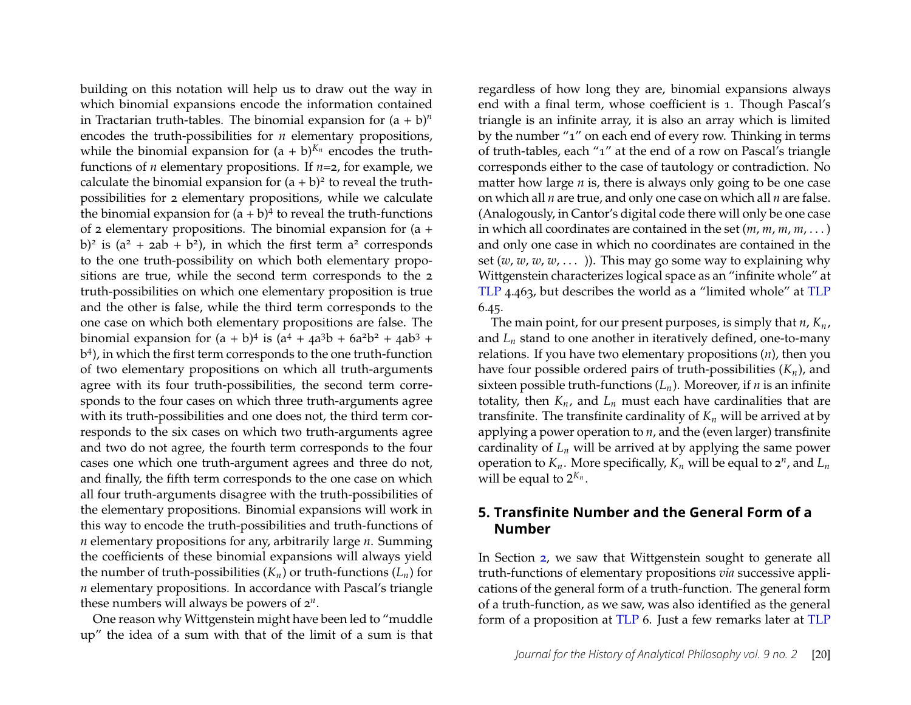building on this notation will help us to draw out the way in which binomial expansions encode the information contained in Tractarian truth-tables. The binomial expansion for $(a + b)^n$ encodes the truth-possibilities for *n* elementary propositions, while the binomial expansion for $(a + b)^{K_n}$ encodes the truth-functions of *n* elementary propositions. If $n$=2, for example, we calculate the binomial expansion for $(a + b)^2$ to reveal the truth-possibilities for 2 elementary propositions, while we calculate the binomial expansion for $(a + b)^4$ to reveal the truth-functions of 2 elementary propositions. The binomial expansion for $(a + b)^2$ is $(a^2 + 2ab + b^2)$, in which the first term $a^2$ corresponds to the one truth-possibility on which both elementary propositions are true, while the second term corresponds to the 2 truth-possibilities on which one elementary proposition is true and the other is false, while the third term corresponds to the one case on which both elementary propositions are false. The binomial expansion for $(a + b)^4$ is $(a^4 + 4a^3b + 6a^2b^2 + 4ab^3 + b^4)$, in which the first term corresponds to the one truth-function of two elementary propositions on which all truth-arguments agree with its four truth-possibilities, the second term corresponds to the four cases on which three truth-arguments agree with its truth-possibilities and one does not, the third term corresponds to the six cases on which two truth-arguments agree and two do not agree, the fourth term corresponds to the four cases one which one truth-argument agrees and three do not, and finally, the fifth term corresponds to the one case on which all four truth-arguments disagree with the truth-possibilities of the elementary propositions. Binomial expansions will work in this way to encode the truth-possibilities and truth-functions of *n* elementary propositions for any, arbitrarily large *n*. Summing the coefficients of these binomial expansions will always yield the number of truth-possibilities ($K_n$) or truth-functions ($L_n$) for *n* elementary propositions. In accordance with Pascal's triangle these numbers will always be powers of $2^n$.

One reason why Wittgenstein might have been led to "muddle up" the idea of a sum with that of the limit of a sum is that regardless of how long they are, binomial expansions always end with a final term, whose coefficient is 1. Though Pascal's triangle is an infinite array, it is also an array which is limited by the number "1" on each end of every row. Thinking in terms of truth-tables, each "1" at the end of a row on Pascal's triangle corresponds either to the case of tautology or contradiction. No matter how large *n* is, there is always only going to be one case on which all *n* are true, and only one case on which all *n* are false. (Analogously, in Cantor's digital code there will only be one case in which all coordinates are contained in the set $(m, m, m, m, \dots)$ and only one case in which no coordinates are contained in the set $(w, w, w, w, \dots)$). This may go some way to explaining why Wittgenstein characterizes logical space as an "infinite whole" at TLP 4.463, but describes the world as a "limited whole" at TLP 6.45.

The main point, for our present purposes, is simply that $n$, $K_n$, and $L_n$ stand to one another in iteratively defined, one-to-many relations. If you have two elementary propositions ($n$), then you have four possible ordered pairs of truth-possibilities ($K_n$), and sixteen possible truth-functions ($L_n$). Moreover, if *n* is an infinite totality, then $K_n$, and $L_n$ must each have cardinalities that are transfinite. The transfinite cardinality of $K_n$ will be arrived at by applying a power operation to $n$, and the (even larger) transfinite cardinality of $L_n$ will be arrived at by applying the same power operation to $K_n$. More specifically, $K_n$ will be equal to $2^n$, and $L_n$ will be equal to $2^{K_n}$.

## 5. Transfinite Number and the General Form of a Number

In Section 2, we saw that Wittgenstein sought to generate all truth-functions of elementary propositions *via* successive applications of the general form of a truth-function. The general form of a truth-function, as we saw, was also identified as the general form of a proposition at TLP 6. Just a few remarks later at TLP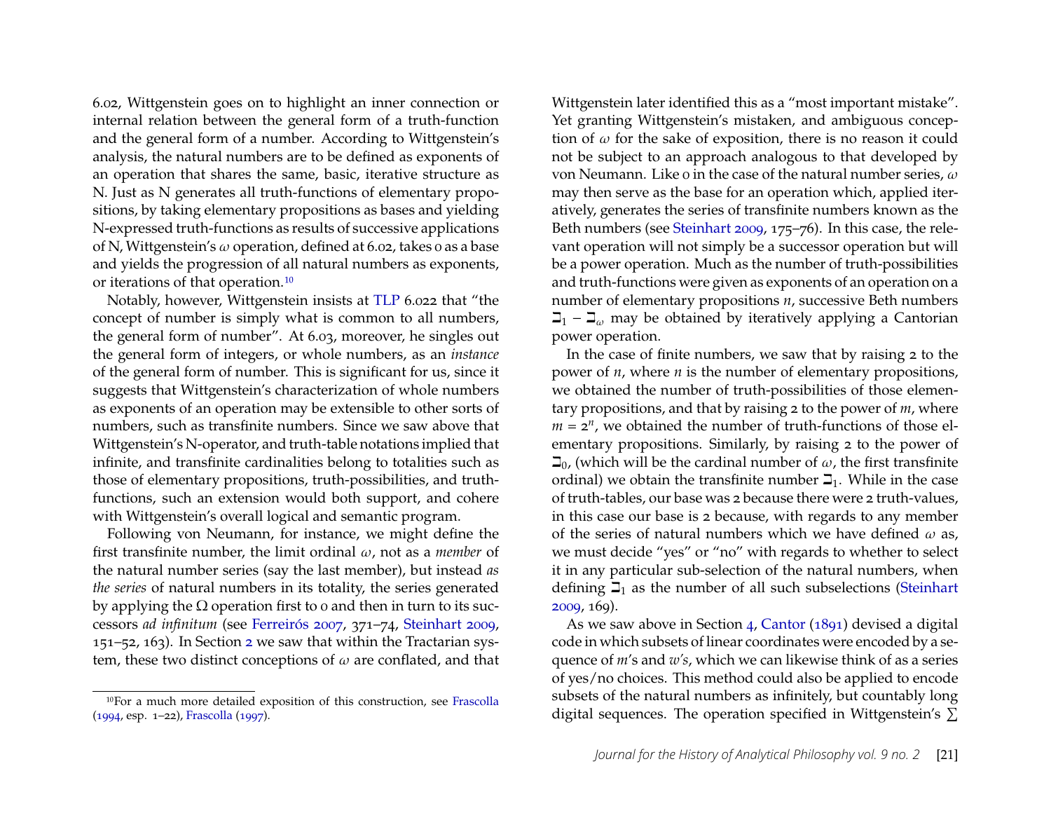6.02, Wittgenstein goes on to highlight an inner connection or internal relation between the general form of a truth-function and the general form of a number. According to Wittgenstein's analysis, the natural numbers are to be defined as exponents of an operation that shares the same, basic, iterative structure as N. Just as N generates all truth-functions of elementary propositions, by taking elementary propositions as bases and yielding N-expressed truth-functions as results of successive applications of N, Wittgenstein's $\omega$ operation, defined at 6.02, takes 0 as a base and yields the progression of all natural numbers as exponents, or iterations of that operation.[10]

Notably, however, Wittgenstein insists at TLP 6.022 that "the concept of number is simply what is common to all numbers, the general form of number". At 6.03, moreover, he singles out the general form of integers, or whole numbers, as an *instance* of the general form of number. This is significant for us, since it suggests that Wittgenstein's characterization of whole numbers as exponents of an operation may be extensible to other sorts of numbers, such as transfinite numbers. Since we saw above that Wittgenstein's N-operator, and truth-table notations implied that infinite, and transfinite cardinalities belong to totalities such as those of elementary propositions, truth-possibilities, and truth-functions, such an extension would both support, and cohere with Wittgenstein's overall logical and semantic program.

Following von Neumann, for instance, we might define the first transfinite number, the limit ordinal $\omega$, not as a *member* of the natural number series (say the last member), but instead *as the series* of natural numbers in its totality, the series generated by applying the $\Omega$ operation first to 0 and then in turn to its successors *ad infinitum* (see Ferreirós 2007, 371–74, Steinhart 2009, 151–52, 163). In Section 2 we saw that within the Tractarian system, these two distinct conceptions of $\omega$ are conflated, and that Wittgenstein later identified this as a "most important mistake". Yet granting Wittgenstein's mistaken, and ambiguous conception of $\omega$ for the sake of exposition, there is no reason it could not be subject to an approach analogous to that developed by von Neumann. Like 0 in the case of the natural number series, $\omega$ may then serve as the base for an operation which, applied iteratively, generates the series of transfinite numbers known as the Beth numbers (see Steinhart 2009, 175–76). In this case, the relevant operation will not simply be a successor operation but will be a power operation. Much as the number of truth-possibilities and truth-functions were given as exponents of an operation on a number of elementary propositions $n$, successive Beth numbers $\beth_1 - \beth_\omega$ may be obtained by iteratively applying a Cantorian power operation.

In the case of finite numbers, we saw that by raising 2 to the power of $n$, where $n$ is the number of elementary propositions, we obtained the number of truth-possibilities of those elementary propositions, and that by raising 2 to the power of $m$, where $m = 2^n$, we obtained the number of truth-functions of those elementary propositions. Similarly, by raising 2 to the power of $\beth_0$, (which will be the cardinal number of $\omega$, the first transfinite ordinal) we obtain the transfinite number $\beth_1$. While in the case of truth-tables, our base was 2 because there were 2 truth-values, in this case our base is 2 because, with regards to any member of the series of natural numbers which we have defined $\omega$ as, we must decide "yes" or "no" with regards to whether to select it in any particular sub-selection of the natural numbers, when defining $\beth_1$ as the number of all such subselections (Steinhart 2009, 169).

As we saw above in Section 4, Cantor (1891) devised a digital code in which subsets of linear coordinates were encoded by a sequence of *m*'s and *w's*, which we can likewise think of as a series of yes/no choices. This method could also be applied to encode subsets of the natural numbers as infinitely, but countably long digital sequences. The operation specified in Wittgenstein's $\sum$

[10] For a much more detailed exposition of this construction, see Frascolla (1994, esp. 1–22), Frascolla (1997).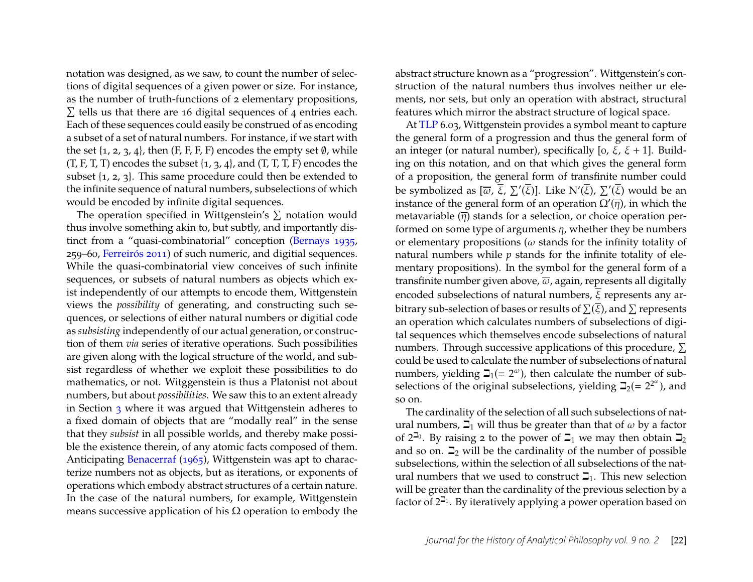notation was designed, as we saw, to count the number of selections of digital sequences of a given power or size. For instance, as the number of truth-functions of 2 elementary propositions, $\sum$ tells us that there are 16 digital sequences of 4 entries each. Each of these sequences could easily be construed of as encoding a subset of a set of natural numbers. For instance, if we start with the set {1, 2, 3, 4}, then (F, F, F, F) encodes the empty set $\emptyset$, while (T, F, T, T) encodes the subset {1, 3, 4}, and (T, T, T, F) encodes the subset {1, 2, 3}. This same procedure could then be extended to the infinite sequence of natural numbers, subselections of which would be encoded by infinite digital sequences.

The operation specified in Wittgenstein's $\sum$ notation would thus involve something akin to, but subtly, and importantly distinct from a "quasi-combinatorial" conception (Bernays 1935, 259–60, Ferreirós 2011) of such numeric, and digitial sequences. While the quasi-combinatorial view conceives of such infinite sequences, or subsets of natural numbers as objects which exist independently of our attempts to encode them, Wittgenstein views the *possibility* of generating, and constructing such sequences, or selections of either natural numbers or digitial code as *subsisting* independently of our actual generation, or construction of them *via* series of iterative operations. Such possibilities are given along with the logical structure of the world, and subsist regardless of whether we exploit these possibilities to do mathematics, or not. Witggenstein is thus a Platonist not about numbers, but about *possibilities*. We saw this to an extent already in Section 3 where it was argued that Wittgenstein adheres to a fixed domain of objects that are "modally real" in the sense that they *subsist* in all possible worlds, and thereby make possible the existence therein, of any atomic facts composed of them. Anticipating Benacerraf (1965), Wittgenstein was apt to characterize numbers not as objects, but as iterations, or exponents of operations which embody abstract structures of a certain nature. In the case of the natural numbers, for example, Wittgenstein means successive application of his $\Omega$ operation to embody the abstract structure known as a "progression". Wittgenstein's construction of the natural numbers thus involves neither ur elements, nor sets, but only an operation with abstract, structural features which mirror the abstract structure of logical space.

At TLP 6.03, Wittgenstein provides a symbol meant to capture the general form of a progression and thus the general form of an integer (or natural number), specifically $[0, \xi, \xi + 1]$. Building on this notation, and on that which gives the general form of a proposition, the general form of transfinite number could be symbolized as $[\overline{\omega}, \overline{\xi}, \sum'(\overline{\xi})]$. Like $\mathrm{N}'(\overline{\xi})$, $\sum'(\overline{\xi})$ would be an instance of the general form of an operation $\Omega'(\overline{\eta})$, in which the metavariable $(\overline{\eta})$ stands for a selection, or choice operation performed on some type of arguments $\eta$, whether they be numbers or elementary propositions ($\omega$ stands for the infinity totality of natural numbers while $p$ stands for the infinite totality of elementary propositions). In the symbol for the general form of a transfinite number given above, $\overline{\omega}$, again, represents all digitally encoded subselections of natural numbers, $\overline{\xi}$ represents any arbitrary sub-selection of bases or results of $\sum(\overline{\xi})$, and $\sum$ represents an operation which calculates numbers of subselections of digital sequences which themselves encode subselections of natural numbers. Through successive applications of this procedure, $\sum$ could be used to calculate the number of subselections of natural numbers, yielding $\beth_1(= 2^{\omega})$, then calculate the number of subselections of the original subselections, yielding $\beth_2(= 2^{2^{\omega}})$, and so on.

The cardinality of the selection of all such subselections of natural numbers, $\beth_1$ will thus be greater than that of $\omega$ by a factor of $2^{\beth_0}$. By raising 2 to the power of $\beth_1$ we may then obtain $\beth_2$ and so on. $\beth_2$ will be the cardinality of the number of possible subselections, within the selection of all subselections of the natural numbers that we used to construct $\beth_1$. This new selection will be greater than the cardinality of the previous selection by a factor of $2^{\beth_1}$. By iteratively applying a power operation based on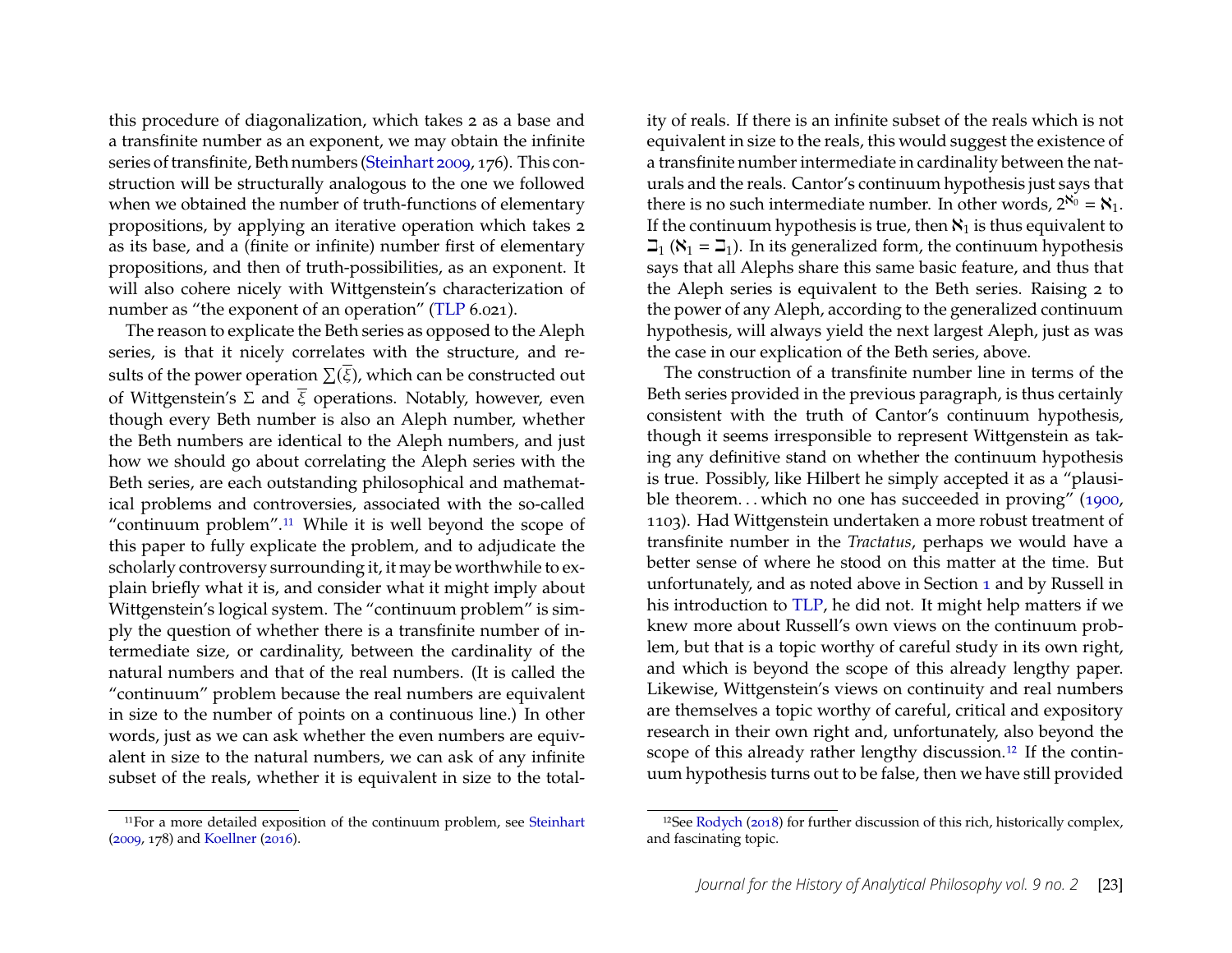this procedure of diagonalization, which takes 2 as a base and a transfinite number as an exponent, we may obtain the infinite series of transfinite, Beth numbers (Steinhart 2009, 176). This construction will be structurally analogous to the one we followed when we obtained the number of truth-functions of elementary propositions, by applying an iterative operation which takes 2 as its base, and a (finite or infinite) number first of elementary propositions, and then of truth-possibilities, as an exponent. It will also cohere nicely with Wittgenstein's characterization of number as "the exponent of an operation" (TLP 6.021).

The reason to explicate the Beth series as opposed to the Aleph series, is that it nicely correlates with the structure, and results of the power operation $\sum(\overline{\xi})$, which can be constructed out of Wittgenstein's $\Sigma$ and $\overline{\xi}$ operations. Notably, however, even though every Beth number is also an Aleph number, whether the Beth numbers are identical to the Aleph numbers, and just how we should go about correlating the Aleph series with the Beth series, are each outstanding philosophical and mathematical problems and controversies, associated with the so-called "continuum problem".[11] While it is well beyond the scope of this paper to fully explicate the problem, and to adjudicate the scholarly controversy surrounding it, it may be worthwhile to explain briefly what it is, and consider what it might imply about Wittgenstein's logical system. The "continuum problem" is simply the question of whether there is a transfinite number of intermediate size, or cardinality, between the cardinality of the natural numbers and that of the real numbers. (It is called the "continuum" problem because the real numbers are equivalent in size to the number of points on a continuous line.) In other words, just as we can ask whether the even numbers are equivalent in size to the natural numbers, we can ask of any infinite subset of the reals, whether it is equivalent in size to the totality of reals. If there is an infinite subset of the reals which is not equivalent in size to the reals, this would suggest the existence of a transfinite number intermediate in cardinality between the naturals and the reals. Cantor's continuum hypothesis just says that there is no such intermediate number. In other words, $2^{\aleph_0} = \aleph_1$. If the continuum hypothesis is true, then $\aleph_1$ is thus equivalent to $\beth_1$ ($\aleph_1 = \beth_1$). In its generalized form, the continuum hypothesis says that all Alephs share this same basic feature, and thus that the Aleph series is equivalent to the Beth series. Raising 2 to the power of any Aleph, according to the generalized continuum hypothesis, will always yield the next largest Aleph, just as was the case in our explication of the Beth series, above.

The construction of a transfinite number line in terms of the Beth series provided in the previous paragraph, is thus certainly consistent with the truth of Cantor's continuum hypothesis, though it seems irresponsible to represent Wittgenstein as taking any definitive stand on whether the continuum hypothesis is true. Possibly, like Hilbert he simply accepted it as a "plausible theorem. . . which no one has succeeded in proving" (1900, 1103). Had Wittgenstein undertaken a more robust treatment of transfinite number in the *Tractatus*, perhaps we would have a better sense of where he stood on this matter at the time. But unfortunately, and as noted above in Section 1 and by Russell in his introduction to TLP, he did not. It might help matters if we knew more about Russell's own views on the continuum problem, but that is a topic worthy of careful study in its own right, and which is beyond the scope of this already lengthy paper. Likewise, Wittgenstein's views on continuity and real numbers are themselves a topic worthy of careful, critical and expository research in their own right and, unfortunately, also beyond the scope of this already rather lengthy discussion.[12] If the continuum hypothesis turns out to be false, then we have still provided

[11] For a more detailed exposition of the continuum problem, see Steinhart (2009, 178) and Koellner (2016).

[12] See Rodych (2018) for further discussion of this rich, historically complex, and fascinating topic.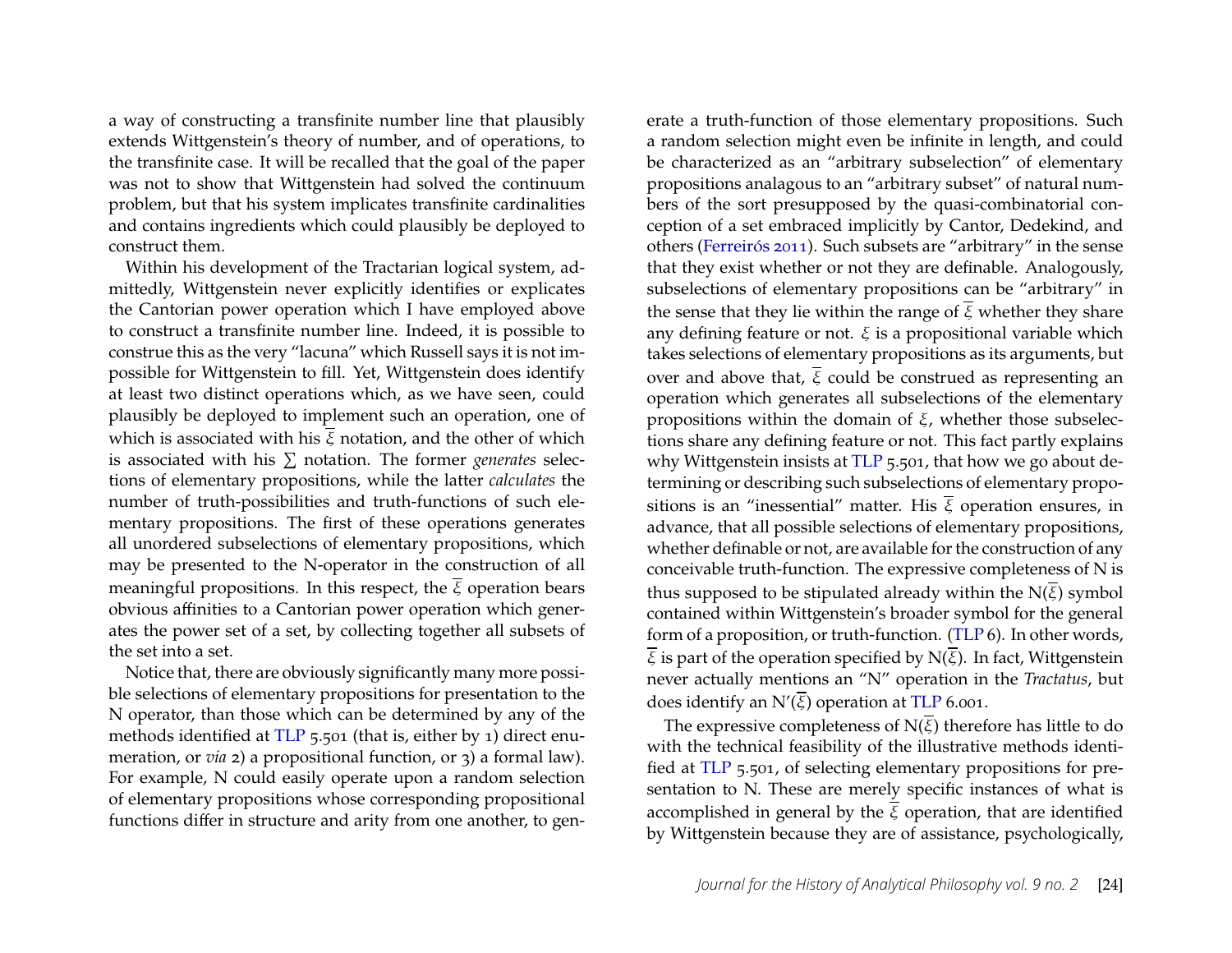a way of constructing a transfinite number line that plausibly extends Wittgenstein's theory of number, and of operations, to the transfinite case. It will be recalled that the goal of the paper was not to show that Wittgenstein had solved the continuum problem, but that his system implicates transfinite cardinalities and contains ingredients which could plausibly be deployed to construct them.

Within his development of the Tractarian logical system, admittedly, Wittgenstein never explicitly identifies or explicates the Cantorian power operation which I have employed above to construct a transfinite number line. Indeed, it is possible to construe this as the very "lacuna" which Russell says it is not impossible for Wittgenstein to fill. Yet, Wittgenstein does identify at least two distinct operations which, as we have seen, could plausibly be deployed to implement such an operation, one of which is associated with his $\overline{\xi}$ notation, and the other of which is associated with his $\sum$ notation. The former *generates* selections of elementary propositions, while the latter *calculates* the number of truth-possibilities and truth-functions of such elementary propositions. The first of these operations generates all unordered subselections of elementary propositions, which may be presented to the N-operator in the construction of all meaningful propositions. In this respect, the $\overline{\xi}$ operation bears obvious affinities to a Cantorian power operation which generates the power set of a set, by collecting together all subsets of the set into a set.

Notice that, there are obviously significantly many more possible selections of elementary propositions for presentation to the N operator, than those which can be determined by any of the methods identified at TLP 5.501 (that is, either by 1) direct enumeration, or *via* 2) a propositional function, or 3) a formal law). For example, N could easily operate upon a random selection of elementary propositions whose corresponding propositional functions differ in structure and arity from one another, to generate a truth-function of those elementary propositions. Such a random selection might even be infinite in length, and could be characterized as an "arbitrary subselection" of elementary propositions analagous to an "arbitrary subset" of natural numbers of the sort presupposed by the quasi-combinatorial conception of a set embraced implicitly by Cantor, Dedekind, and others (Ferreirós 2011). Such subsets are "arbitrary" in the sense that they exist whether or not they are definable. Analogously, subselections of elementary propositions can be "arbitrary" in the sense that they lie within the range of $\overline{\xi}$ whether they share any defining feature or not. $\xi$ is a propositional variable which takes selections of elementary propositions as its arguments, but over and above that, $\overline{\xi}$ could be construed as representing an operation which generates all subselections of the elementary propositions within the domain of $\xi$, whether those subselections share any defining feature or not. This fact partly explains why Wittgenstein insists at TLP 5.501, that how we go about determining or describing such subselections of elementary propositions is an "inessential" matter. His $\overline{\xi}$ operation ensures, in advance, that all possible selections of elementary propositions, whether definable or not, are available for the construction of any conceivable truth-function. The expressive completeness of N is thus supposed to be stipulated already within the $N(\overline{\xi})$ symbol contained within Wittgenstein's broader symbol for the general form of a proposition, or truth-function. (TLP 6). In other words, $\overline{\xi}$ is part of the operation specified by $N(\overline{\xi})$. In fact, Wittgenstein never actually mentions an "N" operation in the *Tractatus*, but does identify an $N'(\overline{\xi})$ operation at TLP 6.001.

The expressive completeness of $N(\overline{\xi})$ therefore has little to do with the technical feasibility of the illustrative methods identified at TLP 5.501, of selecting elementary propositions for presentation to N. These are merely specific instances of what is accomplished in general by the $\overline{\xi}$ operation, that are identified by Wittgenstein because they are of assistance, psychologically,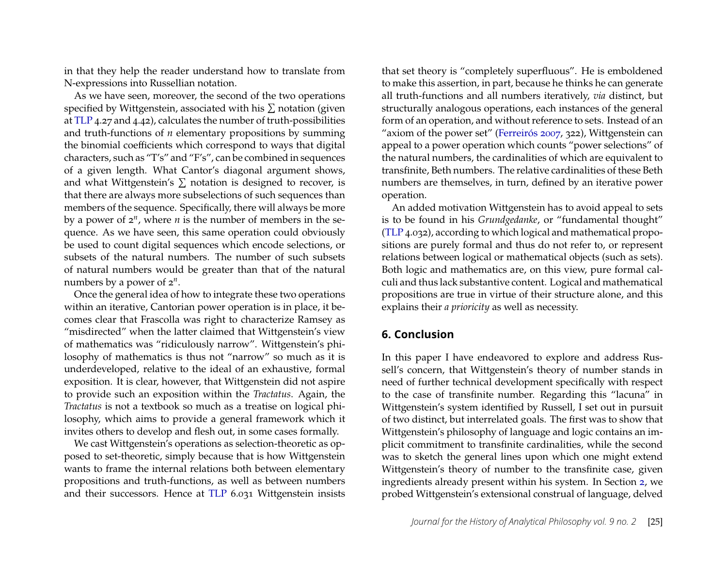in that they help the reader understand how to translate from N-expressions into Russellian notation.

As we have seen, moreover, the second of the two operations specified by Wittgenstein, associated with his $\sum$ notation (given at TLP 4.27 and 4.42), calculates the number of truth-possibilities and truth-functions of $n$ elementary propositions by summing the binomial coefficients which correspond to ways that digital characters, such as "T's" and "F's", can be combined in sequences of a given length. What Cantor's diagonal argument shows, and what Wittgenstein's $\sum$ notation is designed to recover, is that there are always more subselections of such sequences than members of the sequence. Specifically, there will always be more by a power of $2^n$, where $n$ is the number of members in the sequence. As we have seen, this same operation could obviously be used to count digital sequences which encode selections, or subsets of the natural numbers. The number of such subsets of natural numbers would be greater than that of the natural numbers by a power of $2^n$.

Once the general idea of how to integrate these two operations within an iterative, Cantorian power operation is in place, it becomes clear that Frascolla was right to characterize Ramsey as "misdirected" when the latter claimed that Wittgenstein's view of mathematics was "ridiculously narrow". Wittgenstein's philosophy of mathematics is thus not "narrow" so much as it is underdeveloped, relative to the ideal of an exhaustive, formal exposition. It is clear, however, that Wittgenstein did not aspire to provide such an exposition within the *Tractatus*. Again, the *Tractatus* is not a textbook so much as a treatise on logical philosophy, which aims to provide a general framework which it invites others to develop and flesh out, in some cases formally.

We cast Wittgenstein's operations as selection-theoretic as opposed to set-theoretic, simply because that is how Wittgenstein wants to frame the internal relations both between elementary propositions and truth-functions, as well as between numbers and their successors. Hence at TLP 6.031 Wittgenstein insists that set theory is "completely superfluous". He is emboldened to make this assertion, in part, because he thinks he can generate all truth-functions and all numbers iteratively, *via* distinct, but structurally analogous operations, each instances of the general form of an operation, and without reference to sets. Instead of an "axiom of the power set" (Ferreirós 2007, 322), Wittgenstein can appeal to a power operation which counts "power selections" of the natural numbers, the cardinalities of which are equivalent to transfinite, Beth numbers. The relative cardinalities of these Beth numbers are themselves, in turn, defined by an iterative power operation.

An added motivation Wittgenstein has to avoid appeal to sets is to be found in his *Grundgedanke*, or "fundamental thought" (TLP 4.032), according to which logical and mathematical propositions are purely formal and thus do not refer to, or represent relations between logical or mathematical objects (such as sets). Both logic and mathematics are, on this view, pure formal calculi and thus lack substantive content. Logical and mathematical propositions are true in virtue of their structure alone, and this explains their *a prioricity* as well as necessity.

## 6. Conclusion

In this paper I have endeavored to explore and address Russell's concern, that Wittgenstein's theory of number stands in need of further technical development specifically with respect to the case of transfinite number. Regarding this "lacuna" in Wittgenstein's system identified by Russell, I set out in pursuit of two distinct, but interrelated goals. The first was to show that Wittgenstein's philosophy of language and logic contains an implicit commitment to transfinite cardinalities, while the second was to sketch the general lines upon which one might extend Wittgenstein's theory of number to the transfinite case, given ingredients already present within his system. In Section 2, we probed Wittgenstein's extensional construal of language, delved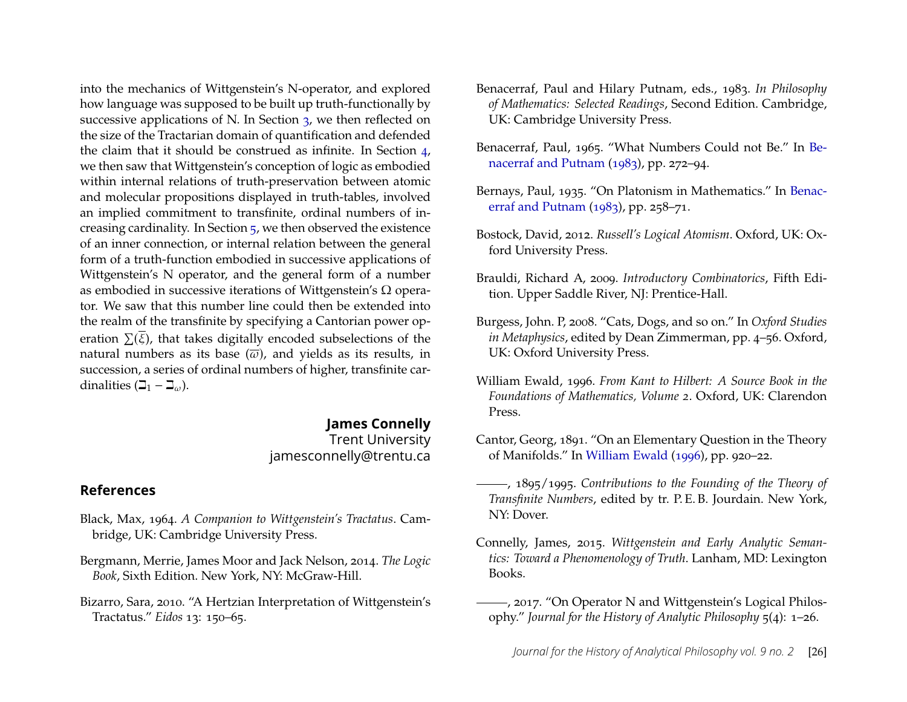into the mechanics of Wittgenstein's N-operator, and explored how language was supposed to be built up truth-functionally by successive applications of N. In Section 3, we then reflected on the size of the Tractarian domain of quantification and defended the claim that it should be construed as infinite. In Section 4, we then saw that Wittgenstein's conception of logic as embodied within internal relations of truth-preservation between atomic and molecular propositions displayed in truth-tables, involved an implied commitment to transfinite, ordinal numbers of increasing cardinality. In Section 5, we then observed the existence of an inner connection, or internal relation between the general form of a truth-function embodied in successive applications of Wittgenstein's N operator, and the general form of a number as embodied in successive iterations of Wittgenstein's Ω operator. We saw that this number line could then be extended into the realm of the transfinite by specifying a Cantorian power operation $\sum(\overline{\xi})$, that takes digitally encoded subselections of the natural numbers as its base ($\overline{\omega}$), and yields as its results, in succession, a series of ordinal numbers of higher, transfinite cardinalities ($\beth_1 - \beth_\omega$).

**James Connelly**
Trent University
jamesconnelly@trentu.ca

## References

Black, Max, 1964. *A Companion to Wittgenstein's Tractatus*. Cambridge, UK: Cambridge University Press.

Bergmann, Merrie, James Moor and Jack Nelson, 2014. *The Logic Book*, Sixth Edition. New York, NY: McGraw-Hill.

Bizarro, Sara, 2010. "A Hertzian Interpretation of Wittgenstein's Tractatus." *Eidos* 13: 150–65.

Benacerraf, Paul and Hilary Putnam, eds., 1983. *In Philosophy of Mathematics: Selected Readings*, Second Edition. Cambridge, UK: Cambridge University Press.

Benacerraf, Paul, 1965. "What Numbers Could not Be." In Benacerraf and Putnam (1983), pp. 272–94.

Bernays, Paul, 1935. "On Platonism in Mathematics." In Benacerraf and Putnam (1983), pp. 258–71.

Bostock, David, 2012. *Russell's Logical Atomism*. Oxford, UK: Oxford University Press.

Brauldi, Richard A, 2009. *Introductory Combinatorics*, Fifth Edition. Upper Saddle River, NJ: Prentice-Hall.

Burgess, John. P, 2008. "Cats, Dogs, and so on." In *Oxford Studies in Metaphysics*, edited by Dean Zimmerman, pp. 4–56. Oxford, UK: Oxford University Press.

William Ewald, 1996. *From Kant to Hilbert: A Source Book in the Foundations of Mathematics, Volume 2*. Oxford, UK: Clarendon Press.

Cantor, Georg, 1891. "On an Elementary Question in the Theory of Manifolds." In William Ewald (1996), pp. 920–22.

———, 1895/1995. *Contributions to the Founding of the Theory of Transfinite Numbers*, edited by tr. P. E. B. Jourdain. New York, NY: Dover.

Connelly, James, 2015. *Wittgenstein and Early Analytic Semantics: Toward a Phenomenology of Truth*. Lanham, MD: Lexington Books.

———, 2017. "On Operator N and Wittgenstein's Logical Philosophy." *Journal for the History of Analytic Philosophy* 5(4): 1–26.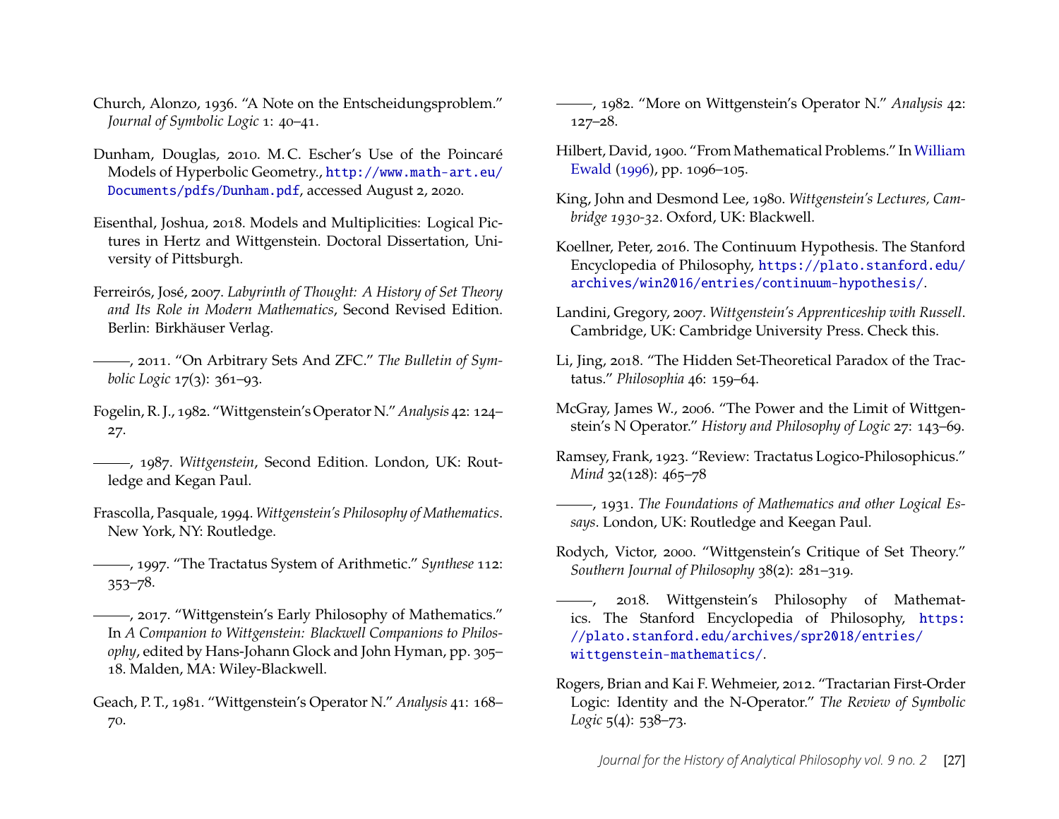Church, Alonzo, 1936. "A Note on the Entscheidungsproblem." *Journal of Symbolic Logic* 1: 40–41.

Dunham, Douglas, 2010. M.C. Escher's Use of the Poincaré Models of Hyperbolic Geometry., http://www.math-art.eu/Documents/pdfs/Dunham.pdf, accessed August 2, 2020.

Eisenthal, Joshua, 2018. Models and Multiplicities: Logical Pictures in Hertz and Wittgenstein. Doctoral Dissertation, University of Pittsburgh.

Ferreirós, José, 2007. *Labyrinth of Thought: A History of Set Theory and Its Role in Modern Mathematics*, Second Revised Edition. Berlin: Birkhäuser Verlag.

———, 2011. "On Arbitrary Sets And ZFC." *The Bulletin of Symbolic Logic* 17(3): 361–93.

Fogelin, R. J., 1982. "Wittgenstein's Operator N." *Analysis* 42: 124–27.

———, 1987. *Wittgenstein*, Second Edition. London, UK: Routledge and Kegan Paul.

Frascolla, Pasquale, 1994. *Wittgenstein's Philosophy of Mathematics*. New York, NY: Routledge.

———, 1997. "The Tractatus System of Arithmetic." *Synthese* 112: 353–78.

———, 2017. "Wittgenstein's Early Philosophy of Mathematics." In *A Companion to Wittgenstein: Blackwell Companions to Philosophy*, edited by Hans-Johann Glock and John Hyman, pp. 305–18. Malden, MA: Wiley-Blackwell.

Geach, P. T., 1981. "Wittgenstein's Operator N." *Analysis* 41: 168–70.

———, 1982. "More on Wittgenstein's Operator N." *Analysis* 42: 127–28.

Hilbert, David, 1900. "From Mathematical Problems." In William Ewald (1996), pp. 1096–105.

King, John and Desmond Lee, 1980. *Wittgenstein's Lectures, Cambridge 1930-32*. Oxford, UK: Blackwell.

Koellner, Peter, 2016. The Continuum Hypothesis. The Stanford Encyclopedia of Philosophy, https://plato.stanford.edu/archives/win2016/entries/continuum-hypothesis/.

Landini, Gregory, 2007. *Wittgenstein's Apprenticeship with Russell*. Cambridge, UK: Cambridge University Press. Check this.

Li, Jing, 2018. "The Hidden Set-Theoretical Paradox of the Tractatus." *Philosophia* 46: 159–64.

McGray, James W., 2006. "The Power and the Limit of Wittgenstein's N Operator." *History and Philosophy of Logic* 27: 143–69.

Ramsey, Frank, 1923. "Review: Tractatus Logico-Philosophicus." *Mind* 32(128): 465–78

———, 1931. *The Foundations of Mathematics and other Logical Essays*. London, UK: Routledge and Keegan Paul.

Rodych, Victor, 2000. "Wittgenstein's Critique of Set Theory." *Southern Journal of Philosophy* 38(2): 281–319.

———, 2018. Wittgenstein's Philosophy of Mathematics. The Stanford Encyclopedia of Philosophy, https://plato.stanford.edu/archives/spr2018/entries/wittgenstein-mathematics/.

Rogers, Brian and Kai F. Wehmeier, 2012. "Tractarian First-Order Logic: Identity and the N-Operator." *The Review of Symbolic Logic* 5(4): 538–73.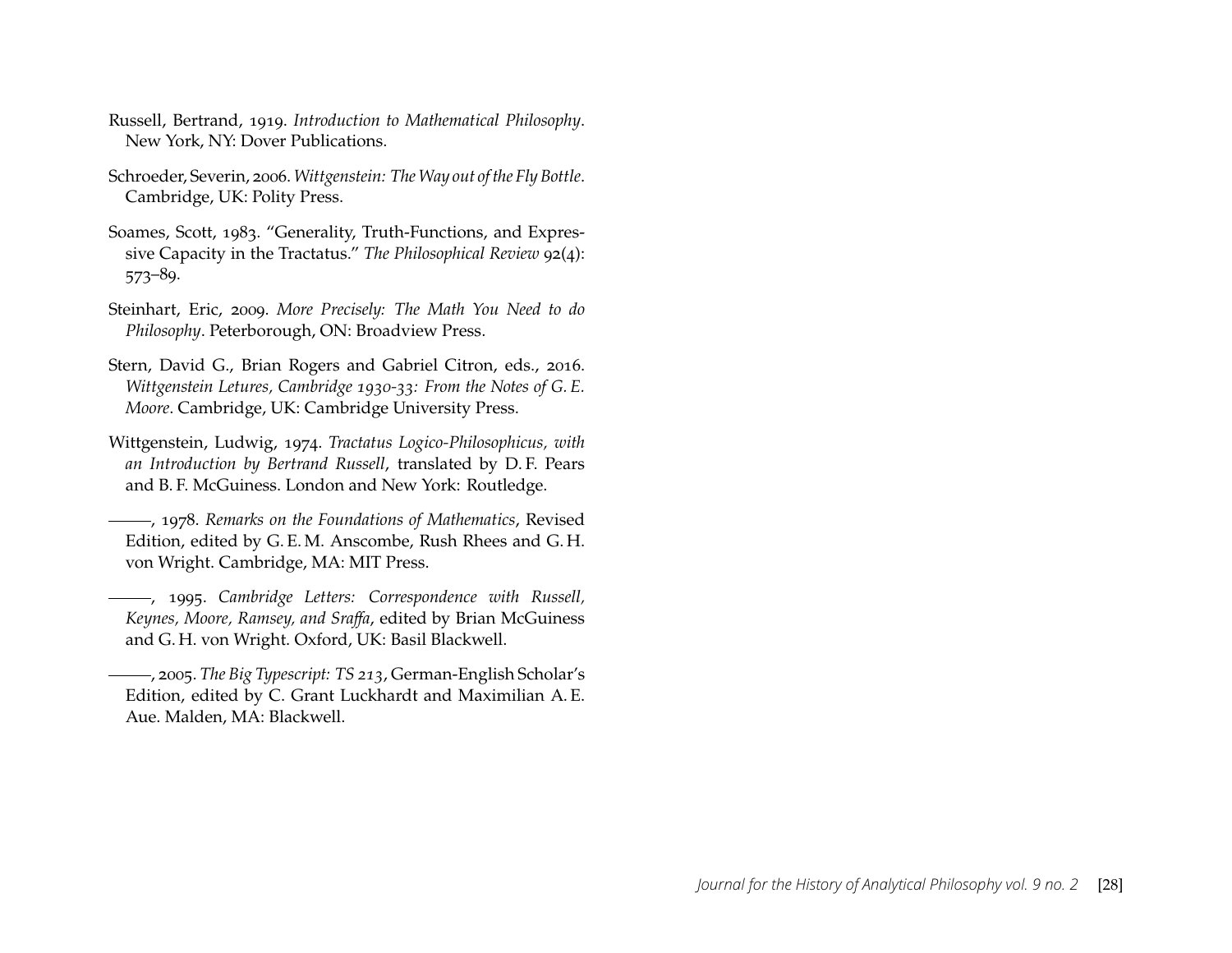Russell, Bertrand, 1919. *Introduction to Mathematical Philosophy*. New York, NY: Dover Publications.

Schroeder, Severin, 2006. *Wittgenstein: The Way out of the Fly Bottle*. Cambridge, UK: Polity Press.

Soames, Scott, 1983. "Generality, Truth-Functions, and Expressive Capacity in the Tractatus." *The Philosophical Review* 92(4): 573–89.

Steinhart, Eric, 2009. *More Precisely: The Math You Need to do Philosophy*. Peterborough, ON: Broadview Press.

Stern, David G., Brian Rogers and Gabriel Citron, eds., 2016. *Wittgenstein Letures, Cambridge 1930-33: From the Notes of G. E. Moore*. Cambridge, UK: Cambridge University Press.

Wittgenstein, Ludwig, 1974. *Tractatus Logico-Philosophicus, with an Introduction by Bertrand Russell*, translated by D. F. Pears and B. F. McGuiness. London and New York: Routledge.

———, 1978. *Remarks on the Foundations of Mathematics*, Revised Edition, edited by G. E. M. Anscombe, Rush Rhees and G. H. von Wright. Cambridge, MA: MIT Press.

———, 1995. *Cambridge Letters: Correspondence with Russell, Keynes, Moore, Ramsey, and Sraffa*, edited by Brian McGuiness and G. H. von Wright. Oxford, UK: Basil Blackwell.

———, 2005. *The Big Typescript: TS 213*, German-English Scholar's Edition, edited by C. Grant Luckhardt and Maximilian A. E. Aue. Malden, MA: Blackwell.